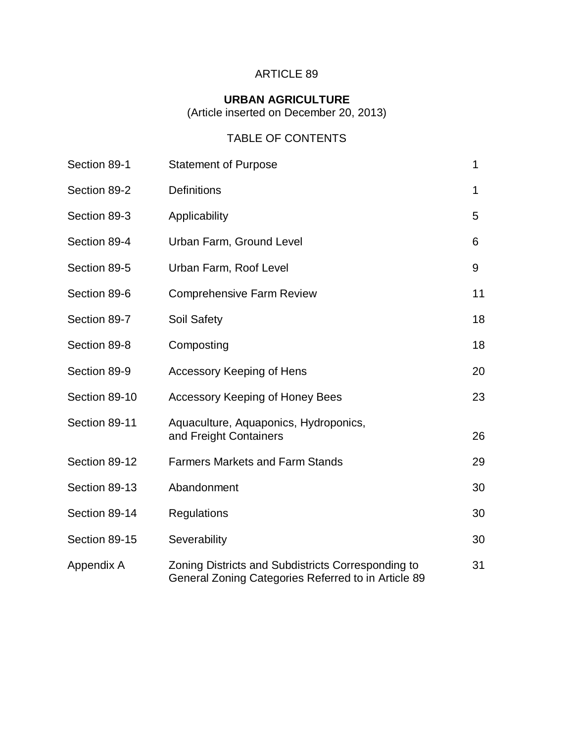# ARTICLE 89

## URBAN AGRICULTURE

(Article inserted on December 20, 2013)

### TABLE OF CONTENTS

| | | |
|---|---|---|
| Section 89-1 | Statement of Purpose | 1 |
| Section 89-2 | Definitions | 1 |
| Section 89-3 | Applicability | 5 |
| Section 89-4 | Urban Farm, Ground Level | 6 |
| Section 89-5 | Urban Farm, Roof Level | 9 |
| Section 89-6 | Comprehensive Farm Review | 11 |
| Section 89-7 | Soil Safety | 18 |
| Section 89-8 | Composting | 18 |
| Section 89-9 | Accessory Keeping of Hens | 20 |
| Section 89-10 | Accessory Keeping of Honey Bees | 23 |
| Section 89-11 | Aquaculture, Aquaponics, Hydroponics, and Freight Containers | 26 |
| Section 89-12 | Farmers Markets and Farm Stands | 29 |
| Section 89-13 | Abandonment | 30 |
| Section 89-14 | Regulations | 30 |
| Section 89-15 | Severability | 30 |
| Appendix A | Zoning Districts and Subdistricts Corresponding to General Zoning Categories Referred to in Article 89 | 31 |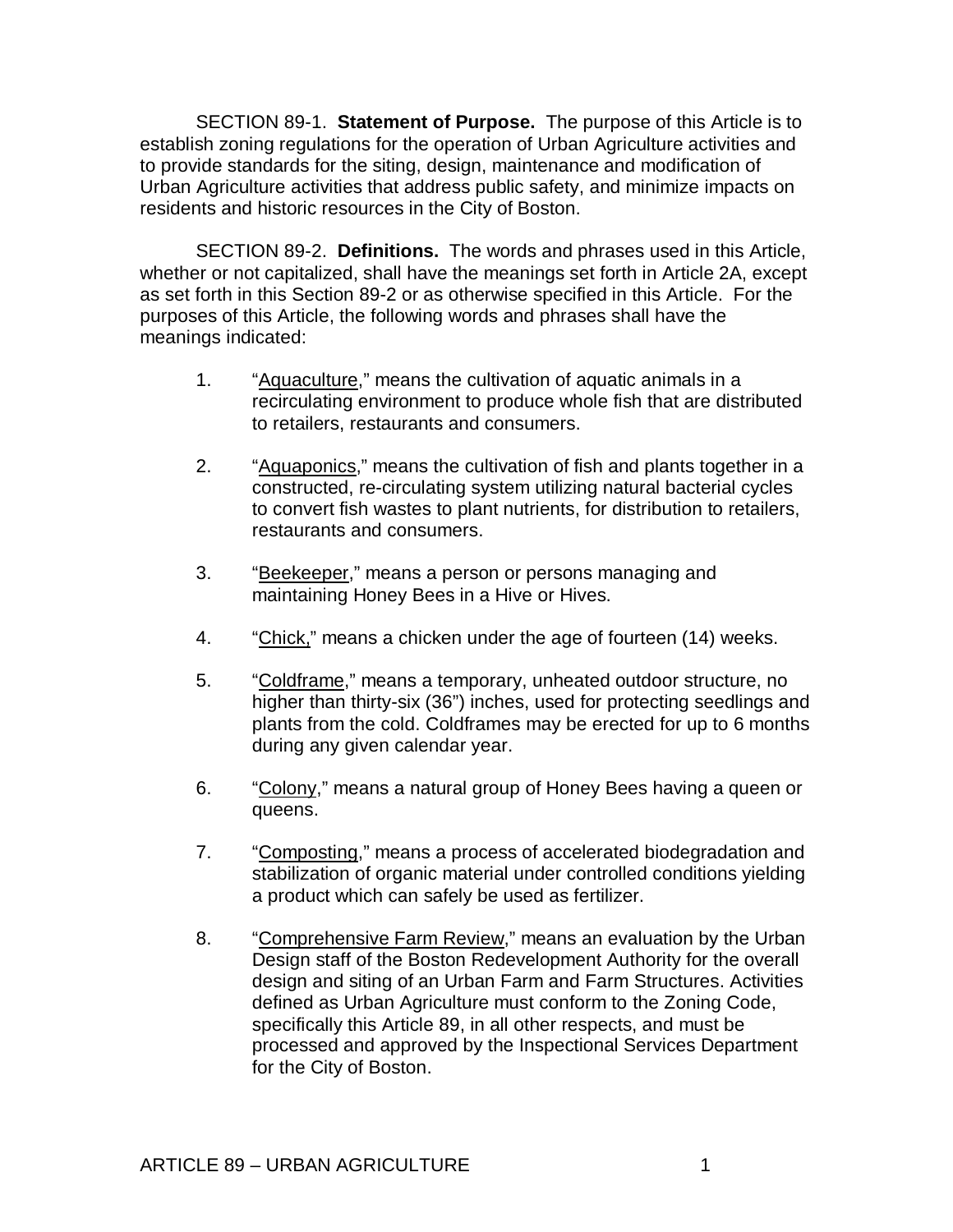SECTION 89-1. **Statement of Purpose.** The purpose of this Article is to establish zoning regulations for the operation of Urban Agriculture activities and to provide standards for the siting, design, maintenance and modification of Urban Agriculture activities that address public safety, and minimize impacts on residents and historic resources in the City of Boston.

SECTION 89-2. **Definitions.** The words and phrases used in this Article, whether or not capitalized, shall have the meanings set forth in Article 2A, except as set forth in this Section 89-2 or as otherwise specified in this Article. For the purposes of this Article, the following words and phrases shall have the meanings indicated:

1. "Aquaculture," means the cultivation of aquatic animals in a recirculating environment to produce whole fish that are distributed to retailers, restaurants and consumers.

2. "Aquaponics," means the cultivation of fish and plants together in a constructed, re-circulating system utilizing natural bacterial cycles to convert fish wastes to plant nutrients, for distribution to retailers, restaurants and consumers.

3. "Beekeeper," means a person or persons managing and maintaining Honey Bees in a Hive or Hives.

4. "Chick," means a chicken under the age of fourteen (14) weeks.

5. "Coldframe," means a temporary, unheated outdoor structure, no higher than thirty-six (36") inches, used for protecting seedlings and plants from the cold. Coldframes may be erected for up to 6 months during any given calendar year.

6. "Colony," means a natural group of Honey Bees having a queen or queens.

7. "Composting," means a process of accelerated biodegradation and stabilization of organic material under controlled conditions yielding a product which can safely be used as fertilizer.

8. "Comprehensive Farm Review," means an evaluation by the Urban Design staff of the Boston Redevelopment Authority for the overall design and siting of an Urban Farm and Farm Structures. Activities defined as Urban Agriculture must conform to the Zoning Code, specifically this Article 89, in all other respects, and must be processed and approved by the Inspectional Services Department for the City of Boston.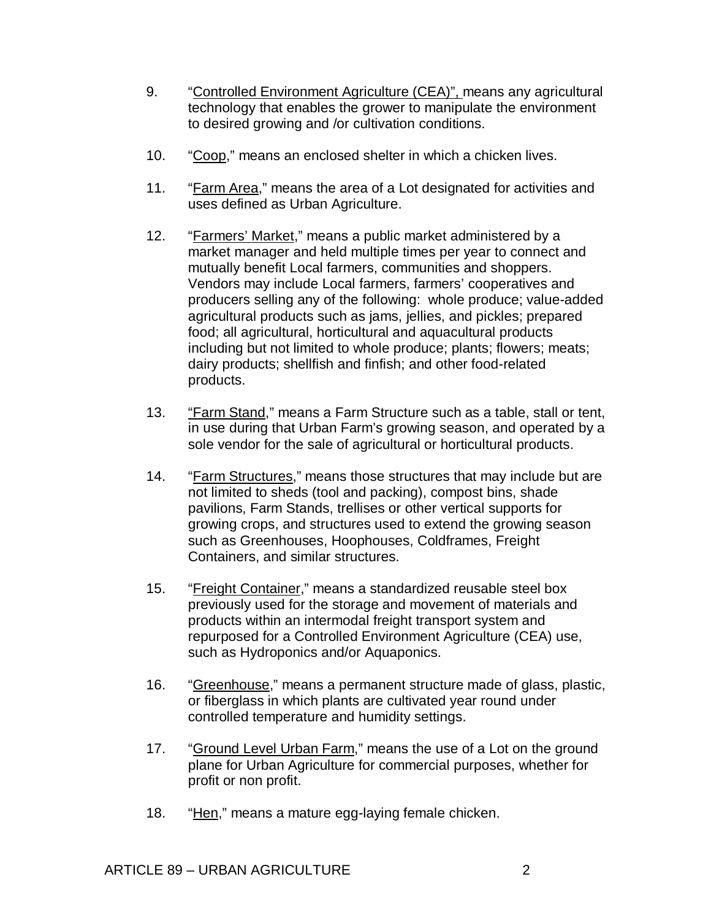9. "Controlled Environment Agriculture (CEA)", means any agricultural technology that enables the grower to manipulate the environment to desired growing and /or cultivation conditions.

10. "Coop," means an enclosed shelter in which a chicken lives.

11. "Farm Area," means the area of a Lot designated for activities and uses defined as Urban Agriculture.

12. "Farmers' Market," means a public market administered by a market manager and held multiple times per year to connect and mutually benefit Local farmers, communities and shoppers. Vendors may include Local farmers, farmers' cooperatives and producers selling any of the following: whole produce; value-added agricultural products such as jams, jellies, and pickles; prepared food; all agricultural, horticultural and aquacultural products including but not limited to whole produce; plants; flowers; meats; dairy products; shellfish and finfish; and other food-related products.

13. "Farm Stand," means a Farm Structure such as a table, stall or tent, in use during that Urban Farm's growing season, and operated by a sole vendor for the sale of agricultural or horticultural products.

14. "Farm Structures," means those structures that may include but are not limited to sheds (tool and packing), compost bins, shade pavilions, Farm Stands, trellises or other vertical supports for growing crops, and structures used to extend the growing season such as Greenhouses, Hoophouses, Coldframes, Freight Containers, and similar structures.

15. "Freight Container," means a standardized reusable steel box previously used for the storage and movement of materials and products within an intermodal freight transport system and repurposed for a Controlled Environment Agriculture (CEA) use, such as Hydroponics and/or Aquaponics.

16. "Greenhouse," means a permanent structure made of glass, plastic, or fiberglass in which plants are cultivated year round under controlled temperature and humidity settings.

17. "Ground Level Urban Farm," means the use of a Lot on the ground plane for Urban Agriculture for commercial purposes, whether for profit or non profit.

18. "Hen," means a mature egg-laying female chicken.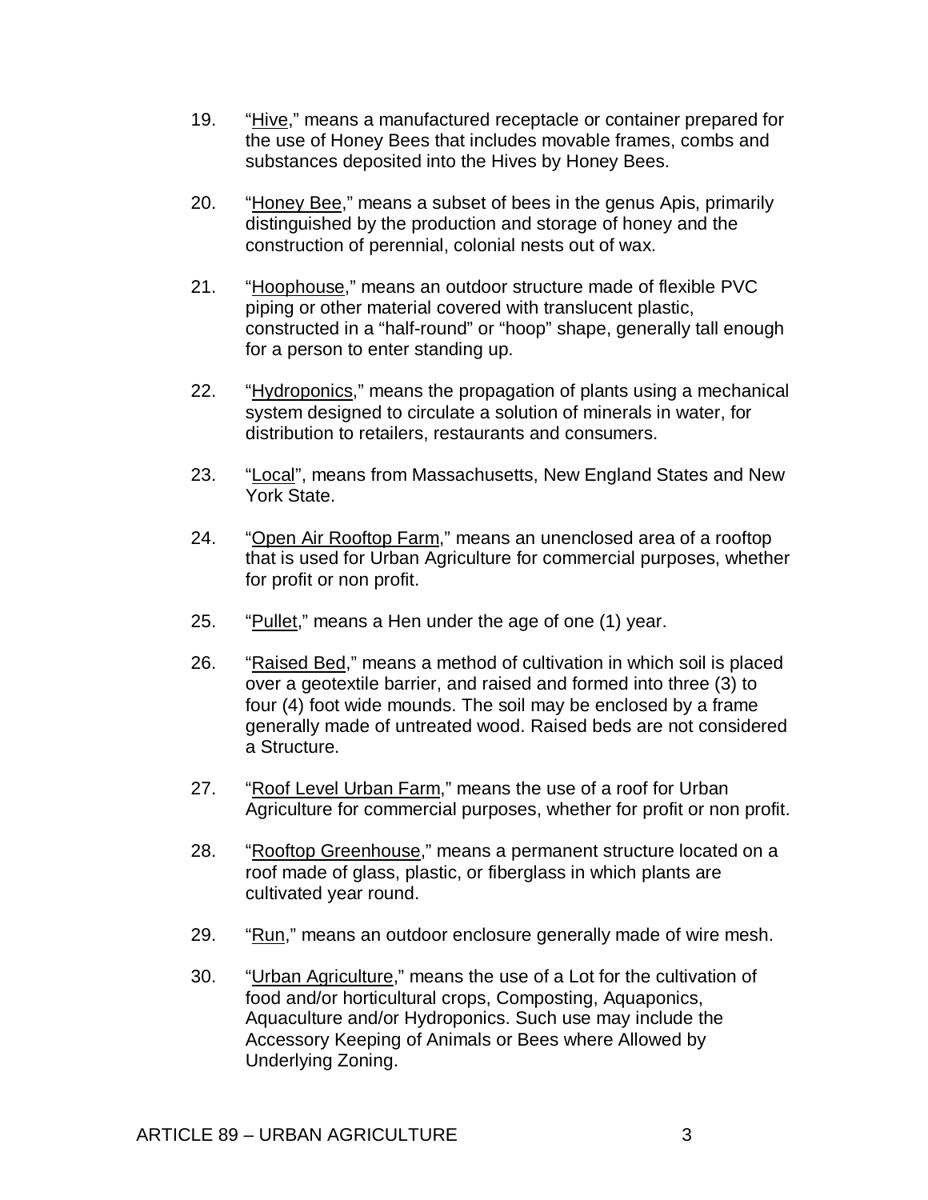19. "<u>Hive</u>," means a manufactured receptacle or container prepared for the use of Honey Bees that includes movable frames, combs and substances deposited into the Hives by Honey Bees.

20. "<u>Honey Bee</u>," means a subset of bees in the genus Apis, primarily distinguished by the production and storage of honey and the construction of perennial, colonial nests out of wax.

21. "<u>Hoophouse</u>," means an outdoor structure made of flexible PVC piping or other material covered with translucent plastic, constructed in a "half-round" or "hoop" shape, generally tall enough for a person to enter standing up.

22. "<u>Hydroponics</u>," means the propagation of plants using a mechanical system designed to circulate a solution of minerals in water, for distribution to retailers, restaurants and consumers.

23. "<u>Local</u>", means from Massachusetts, New England States and New York State.

24. "<u>Open Air Rooftop Farm</u>," means an unenclosed area of a rooftop that is used for Urban Agriculture for commercial purposes, whether for profit or non profit.

25. "<u>Pullet</u>," means a Hen under the age of one (1) year.

26. "<u>Raised Bed</u>," means a method of cultivation in which soil is placed over a geotextile barrier, and raised and formed into three (3) to four (4) foot wide mounds. The soil may be enclosed by a frame generally made of untreated wood. Raised beds are not considered a Structure.

27. "<u>Roof Level Urban Farm</u>," means the use of a roof for Urban Agriculture for commercial purposes, whether for profit or non profit.

28. "<u>Rooftop Greenhouse</u>," means a permanent structure located on a roof made of glass, plastic, or fiberglass in which plants are cultivated year round.

29. "<u>Run</u>," means an outdoor enclosure generally made of wire mesh.

30. "<u>Urban Agriculture</u>," means the use of a Lot for the cultivation of food and/or horticultural crops, Composting, Aquaponics, Aquaculture and/or Hydroponics. Such use may include the Accessory Keeping of Animals or Bees where Allowed by Underlying Zoning.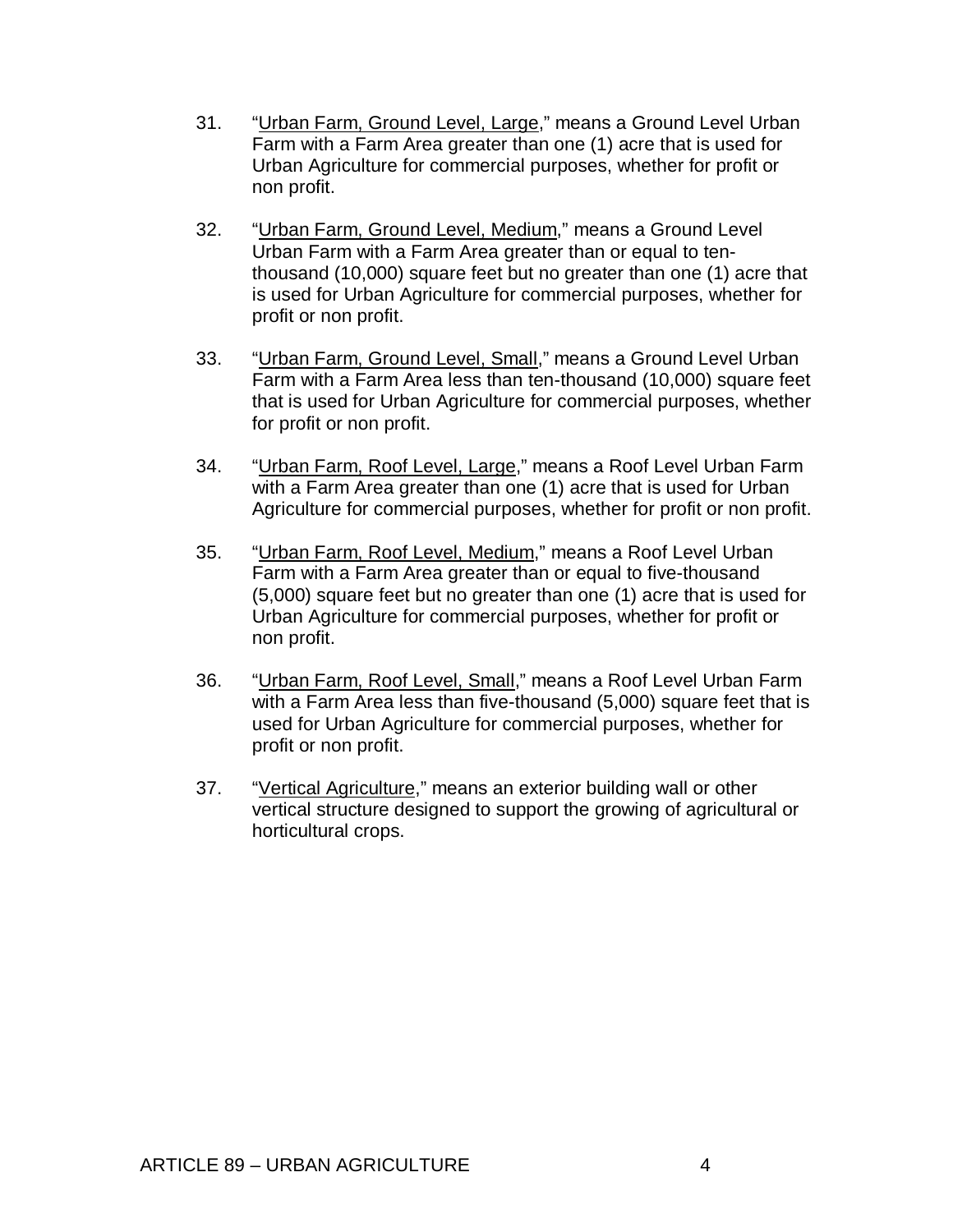31. "Urban Farm, Ground Level, Large," means a Ground Level Urban Farm with a Farm Area greater than one (1) acre that is used for Urban Agriculture for commercial purposes, whether for profit or non profit.

32. "Urban Farm, Ground Level, Medium," means a Ground Level Urban Farm with a Farm Area greater than or equal to ten-thousand (10,000) square feet but no greater than one (1) acre that is used for Urban Agriculture for commercial purposes, whether for profit or non profit.

33. "Urban Farm, Ground Level, Small," means a Ground Level Urban Farm with a Farm Area less than ten-thousand (10,000) square feet that is used for Urban Agriculture for commercial purposes, whether for profit or non profit.

34. "Urban Farm, Roof Level, Large," means a Roof Level Urban Farm with a Farm Area greater than one (1) acre that is used for Urban Agriculture for commercial purposes, whether for profit or non profit.

35. "Urban Farm, Roof Level, Medium," means a Roof Level Urban Farm with a Farm Area greater than or equal to five-thousand (5,000) square feet but no greater than one (1) acre that is used for Urban Agriculture for commercial purposes, whether for profit or non profit.

36. "Urban Farm, Roof Level, Small," means a Roof Level Urban Farm with a Farm Area less than five-thousand (5,000) square feet that is used for Urban Agriculture for commercial purposes, whether for profit or non profit.

37. "Vertical Agriculture," means an exterior building wall or other vertical structure designed to support the growing of agricultural or horticultural crops.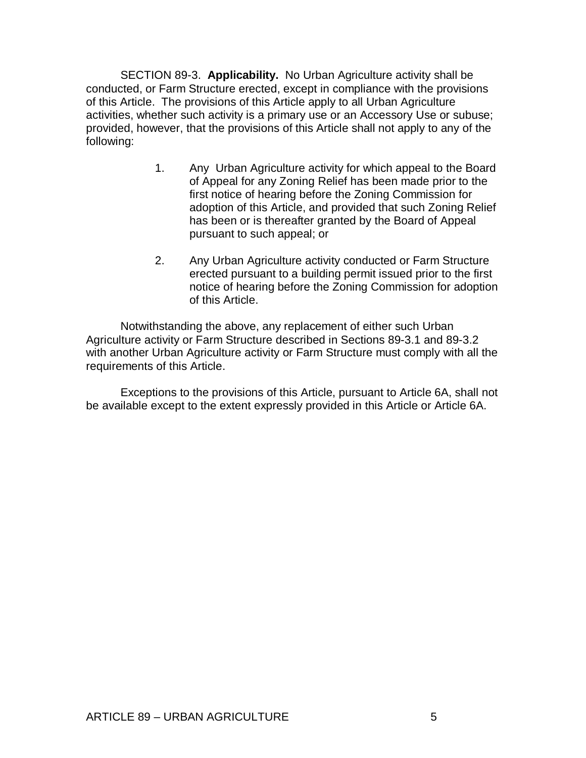SECTION 89-3. **Applicability.** No Urban Agriculture activity shall be conducted, or Farm Structure erected, except in compliance with the provisions of this Article. The provisions of this Article apply to all Urban Agriculture activities, whether such activity is a primary use or an Accessory Use or subuse; provided, however, that the provisions of this Article shall not apply to any of the following:

1. Any Urban Agriculture activity for which appeal to the Board of Appeal for any Zoning Relief has been made prior to the first notice of hearing before the Zoning Commission for adoption of this Article, and provided that such Zoning Relief has been or is thereafter granted by the Board of Appeal pursuant to such appeal; or

2. Any Urban Agriculture activity conducted or Farm Structure erected pursuant to a building permit issued prior to the first notice of hearing before the Zoning Commission for adoption of this Article.

Notwithstanding the above, any replacement of either such Urban Agriculture activity or Farm Structure described in Sections 89-3.1 and 89-3.2 with another Urban Agriculture activity or Farm Structure must comply with all the requirements of this Article.

Exceptions to the provisions of this Article, pursuant to Article 6A, shall not be available except to the extent expressly provided in this Article or Article 6A.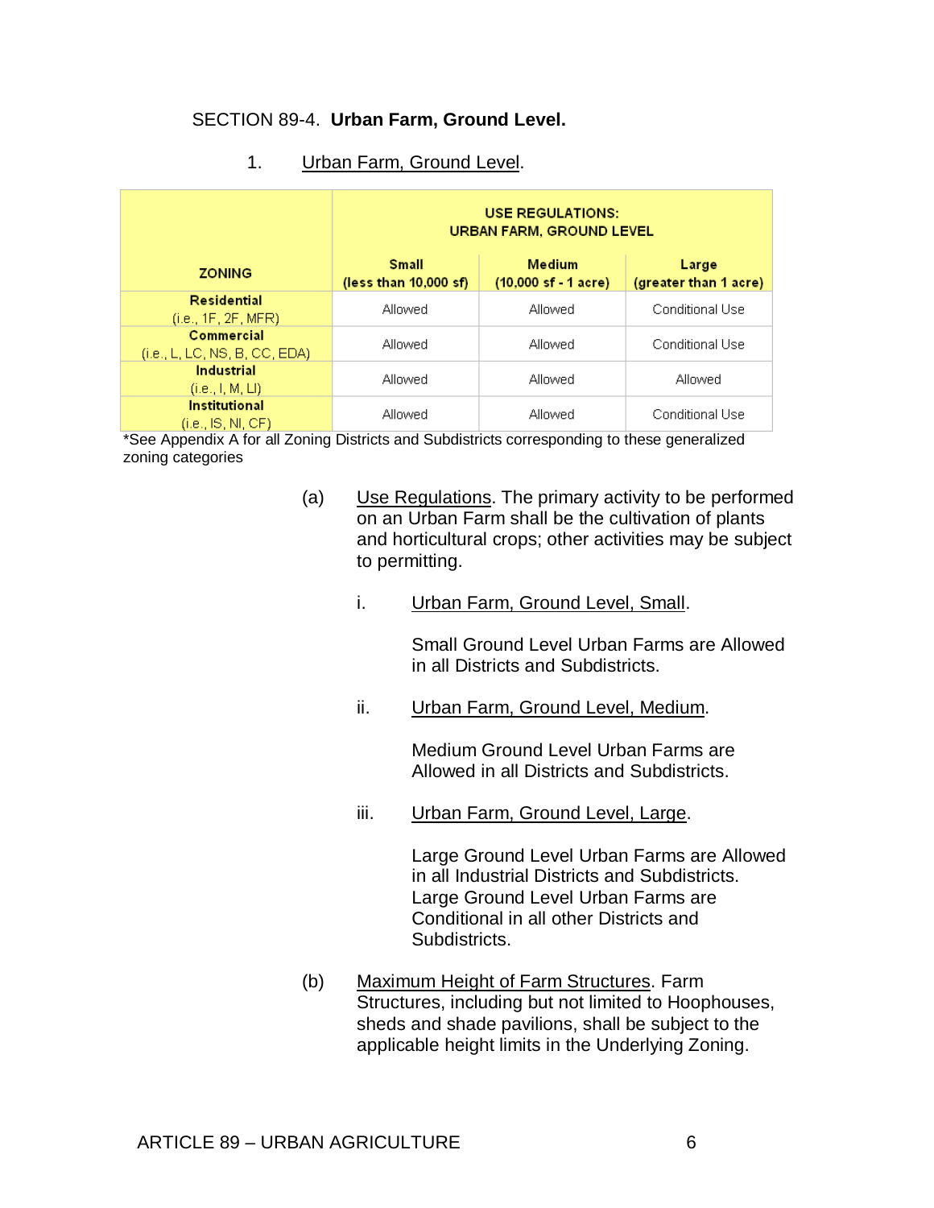## SECTION 89-4. **Urban Farm, Ground Level.**

1. Urban Farm, Ground Level.

| ZONING | USE REGULATIONS: URBAN FARM, GROUND LEVEL | | |
|---|---|---|---|
| | **Small** (less than 10,000 sf) | **Medium** (10,000 sf - 1 acre) | **Large** (greater than 1 acre) |
| **Residential** (i.e., 1F, 2F, MFR) | Allowed | Allowed | Conditional Use |
| **Commercial** (i.e., L, LC, NS, B, CC, EDA) | Allowed | Allowed | Conditional Use |
| **Industrial** (i.e., I, M, LI) | Allowed | Allowed | Allowed |
| **Institutional** (i.e., IS, NI, CF) | Allowed | Allowed | Conditional Use |

*See Appendix A for all Zoning Districts and Subdistricts corresponding to these generalized zoning categories

(a) Use Regulations. The primary activity to be performed on an Urban Farm shall be the cultivation of plants and horticultural crops; other activities may be subject to permitting.

i. Urban Farm, Ground Level, Small.

Small Ground Level Urban Farms are Allowed in all Districts and Subdistricts.

ii. Urban Farm, Ground Level, Medium.

Medium Ground Level Urban Farms are Allowed in all Districts and Subdistricts.

iii. Urban Farm, Ground Level, Large.

Large Ground Level Urban Farms are Allowed in all Industrial Districts and Subdistricts. Large Ground Level Urban Farms are Conditional in all other Districts and Subdistricts.

(b) Maximum Height of Farm Structures. Farm Structures, including but not limited to Hoophouses, sheds and shade pavilions, shall be subject to the applicable height limits in the Underlying Zoning.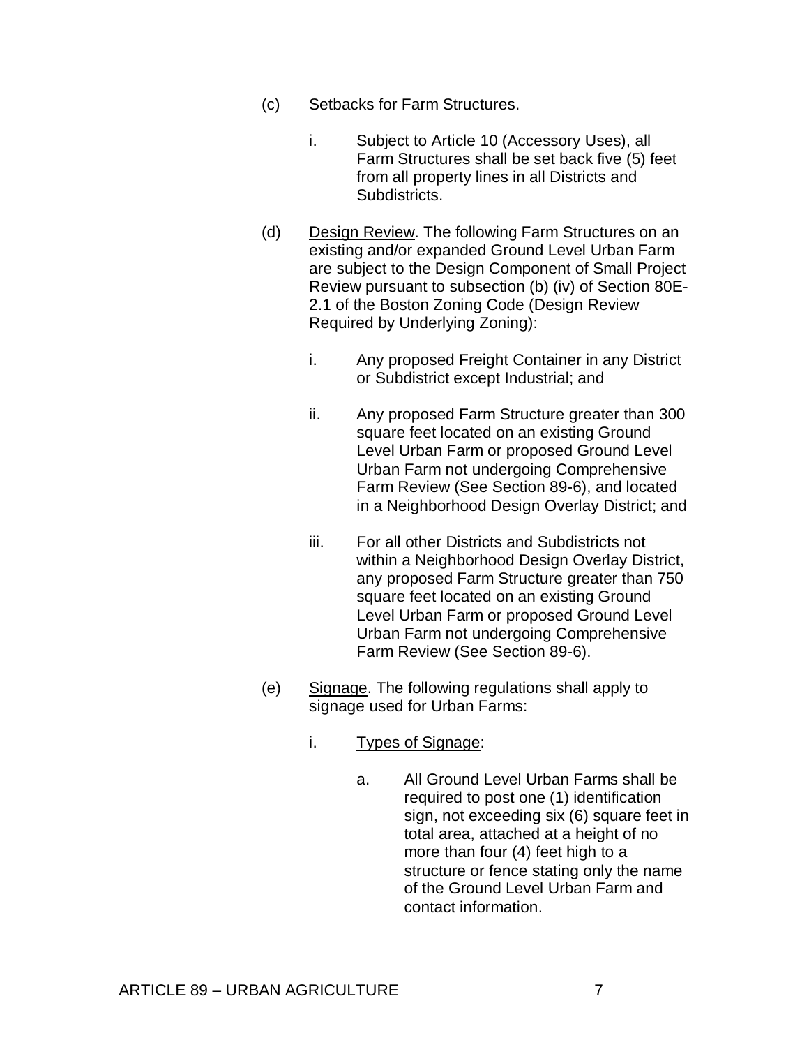(c) Setbacks for Farm Structures.

i. Subject to Article 10 (Accessory Uses), all Farm Structures shall be set back five (5) feet from all property lines in all Districts and Subdistricts.

(d) Design Review. The following Farm Structures on an existing and/or expanded Ground Level Urban Farm are subject to the Design Component of Small Project Review pursuant to subsection (b) (iv) of Section 80E-2.1 of the Boston Zoning Code (Design Review Required by Underlying Zoning):

i. Any proposed Freight Container in any District or Subdistrict except Industrial; and

ii. Any proposed Farm Structure greater than 300 square feet located on an existing Ground Level Urban Farm or proposed Ground Level Urban Farm not undergoing Comprehensive Farm Review (See Section 89-6), and located in a Neighborhood Design Overlay District; and

iii. For all other Districts and Subdistricts not within a Neighborhood Design Overlay District, any proposed Farm Structure greater than 750 square feet located on an existing Ground Level Urban Farm or proposed Ground Level Urban Farm not undergoing Comprehensive Farm Review (See Section 89-6).

(e) Signage. The following regulations shall apply to signage used for Urban Farms:

i. Types of Signage:

a. All Ground Level Urban Farms shall be required to post one (1) identification sign, not exceeding six (6) square feet in total area, attached at a height of no more than four (4) feet high to a structure or fence stating only the name of the Ground Level Urban Farm and contact information.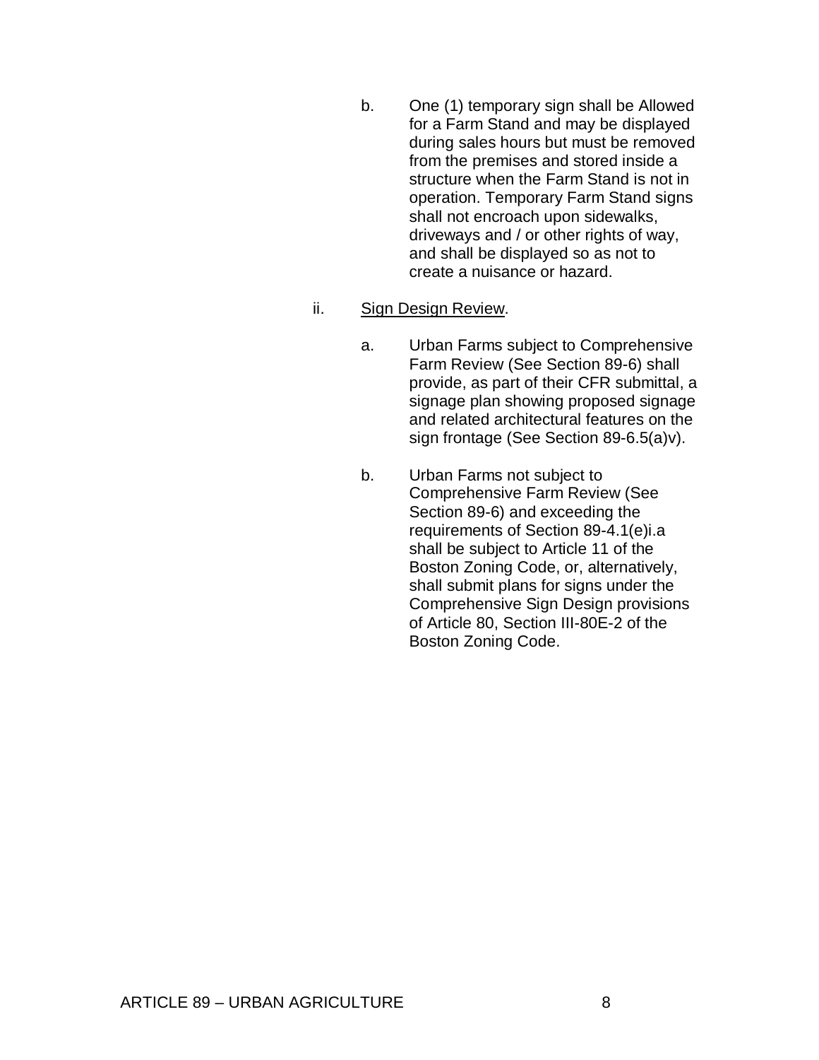b. One (1) temporary sign shall be Allowed for a Farm Stand and may be displayed during sales hours but must be removed from the premises and stored inside a structure when the Farm Stand is not in operation. Temporary Farm Stand signs shall not encroach upon sidewalks, driveways and / or other rights of way, and shall be displayed so as not to create a nuisance or hazard.

ii. <u>Sign Design Review</u>.

a. Urban Farms subject to Comprehensive Farm Review (See Section 89-6) shall provide, as part of their CFR submittal, a signage plan showing proposed signage and related architectural features on the sign frontage (See Section 89-6.5(a)v).

b. Urban Farms not subject to Comprehensive Farm Review (See Section 89-6) and exceeding the requirements of Section 89-4.1(e)i.a shall be subject to Article 11 of the Boston Zoning Code, or, alternatively, shall submit plans for signs under the Comprehensive Sign Design provisions of Article 80, Section III-80E-2 of the Boston Zoning Code.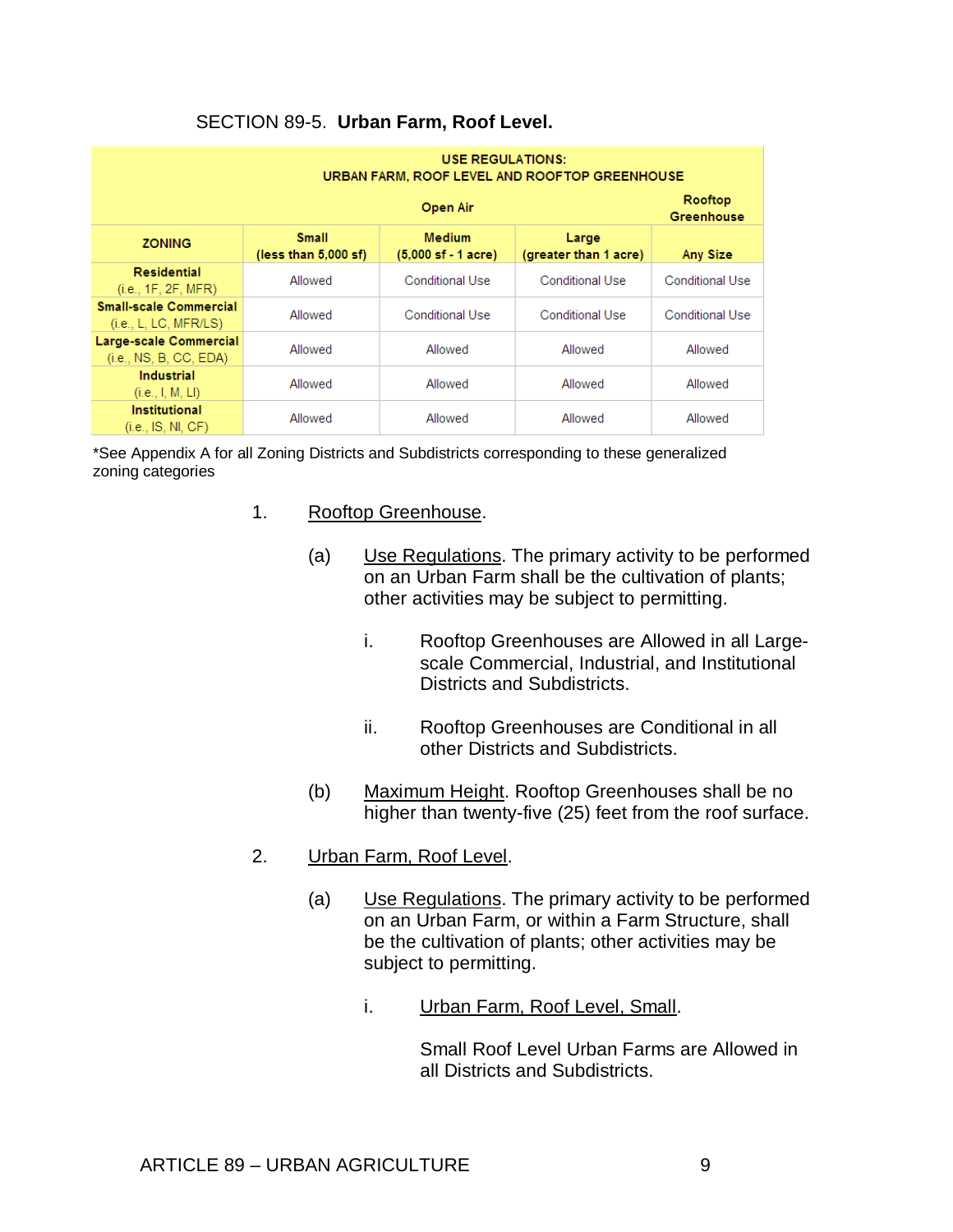SECTION 89-5. **Urban Farm, Roof Level.**

| USE REGULATIONS: URBAN FARM, ROOF LEVEL AND ROOFTOP GREENHOUSE | | | | |
|---|---|---|---|---|
| | Open Air | | | Rooftop Greenhouse |
| ZONING | Small (less than 5,000 sf) | Medium (5,000 sf - 1 acre) | Large (greater than 1 acre) | Any Size |
| **Residential** (i.e., 1F, 2F, MFR) | Allowed | Conditional Use | Conditional Use | Conditional Use |
| **Small-scale Commercial** (i.e., L, LC, MFR/LS) | Allowed | Conditional Use | Conditional Use | Conditional Use |
| **Large-scale Commercial** (i.e., NS, B, CC, EDA) | Allowed | Allowed | Allowed | Allowed |
| **Industrial** (i.e., I, M, LI) | Allowed | Allowed | Allowed | Allowed |
| **Institutional** (i.e., IS, NI, CF) | Allowed | Allowed | Allowed | Allowed |

*See Appendix A for all Zoning Districts and Subdistricts corresponding to these generalized zoning categories

1. Rooftop Greenhouse.

   (a) Use Regulations. The primary activity to be performed on an Urban Farm shall be the cultivation of plants; other activities may be subject to permitting.

      i. Rooftop Greenhouses are Allowed in all Large-scale Commercial, Industrial, and Institutional Districts and Subdistricts.

      ii. Rooftop Greenhouses are Conditional in all other Districts and Subdistricts.

   (b) Maximum Height. Rooftop Greenhouses shall be no higher than twenty-five (25) feet from the roof surface.

2. Urban Farm, Roof Level.

   (a) Use Regulations. The primary activity to be performed on an Urban Farm, or within a Farm Structure, shall be the cultivation of plants; other activities may be subject to permitting.

      i. Urban Farm, Roof Level, Small.

         Small Roof Level Urban Farms are Allowed in all Districts and Subdistricts.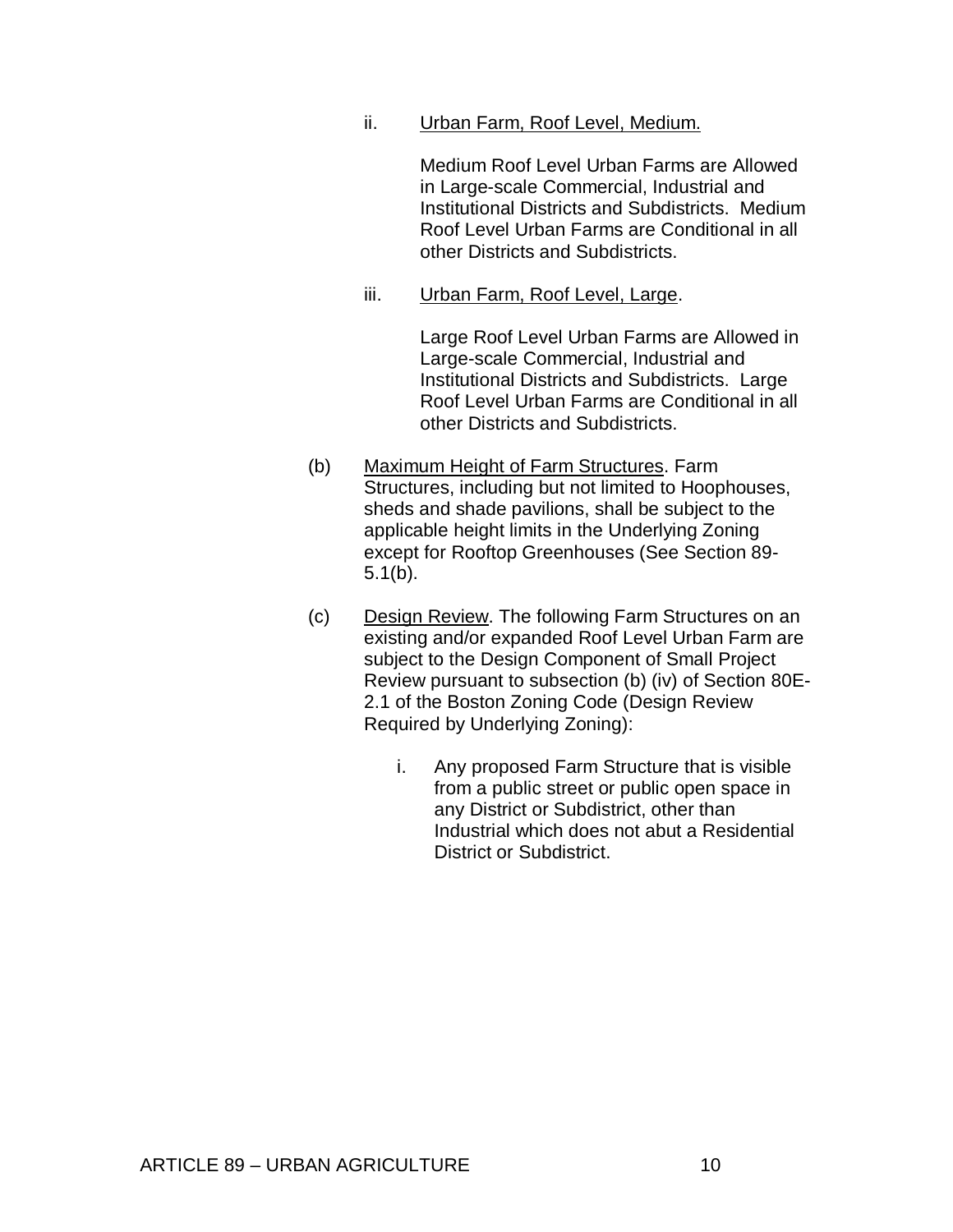ii. Urban Farm, Roof Level, Medium.

Medium Roof Level Urban Farms are Allowed in Large-scale Commercial, Industrial and Institutional Districts and Subdistricts. Medium Roof Level Urban Farms are Conditional in all other Districts and Subdistricts.

iii. Urban Farm, Roof Level, Large.

Large Roof Level Urban Farms are Allowed in Large-scale Commercial, Industrial and Institutional Districts and Subdistricts. Large Roof Level Urban Farms are Conditional in all other Districts and Subdistricts.

(b) Maximum Height of Farm Structures. Farm Structures, including but not limited to Hoophouses, sheds and shade pavilions, shall be subject to the applicable height limits in the Underlying Zoning except for Rooftop Greenhouses (See Section 89-5.1(b).

(c) Design Review. The following Farm Structures on an existing and/or expanded Roof Level Urban Farm are subject to the Design Component of Small Project Review pursuant to subsection (b) (iv) of Section 80E-2.1 of the Boston Zoning Code (Design Review Required by Underlying Zoning):

i. Any proposed Farm Structure that is visible from a public street or public open space in any District or Subdistrict, other than Industrial which does not abut a Residential District or Subdistrict.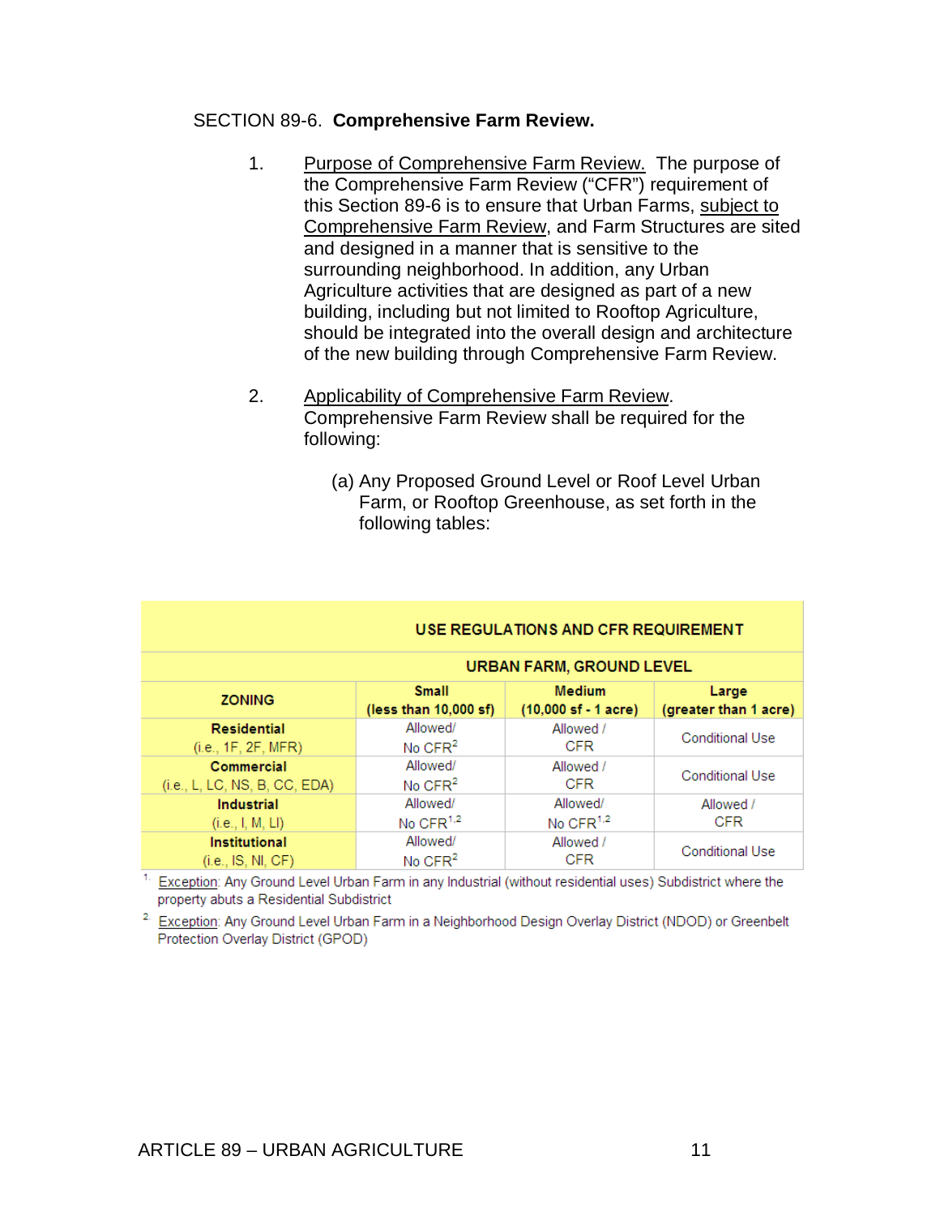SECTION 89-6. **Comprehensive Farm Review.**

1. Purpose of Comprehensive Farm Review. The purpose of the Comprehensive Farm Review ("CFR") requirement of this Section 89-6 is to ensure that Urban Farms, subject to Comprehensive Farm Review, and Farm Structures are sited and designed in a manner that is sensitive to the surrounding neighborhood. In addition, any Urban Agriculture activities that are designed as part of a new building, including but not limited to Rooftop Agriculture, should be integrated into the overall design and architecture of the new building through Comprehensive Farm Review.

2. Applicability of Comprehensive Farm Review. Comprehensive Farm Review shall be required for the following:

   (a) Any Proposed Ground Level or Roof Level Urban Farm, or Rooftop Greenhouse, as set forth in the following tables:

| USE REGULATIONS AND CFR REQUIREMENT | | | |
|---|---|---|---|
| | URBAN FARM, GROUND LEVEL | | |
| **ZONING** | **Small (less than 10,000 sf)** | **Medium (10,000 sf - 1 acre)** | **Large (greater than 1 acre)** |
| **Residential** (i.e., 1F, 2F, MFR) | Allowed/ No CFR[2] | Allowed / CFR | Conditional Use |
| **Commercial** (i.e., L, LC, NS, B, CC, EDA) | Allowed/ No CFR[2] | Allowed / CFR | Conditional Use |
| **Industrial** (i.e., I, M, LI) | Allowed/ No CFR[1,2] | Allowed/ No CFR[1,2] | Allowed / CFR |
| **Institutional** (i.e., IS, NI, CF) | Allowed/ No CFR[2] | Allowed / CFR | Conditional Use |

[1] Exception: Any Ground Level Urban Farm in any Industrial (without residential uses) Subdistrict where the property abuts a Residential Subdistrict

[2] Exception: Any Ground Level Urban Farm in a Neighborhood Design Overlay District (NDOD) or Greenbelt Protection Overlay District (GPOD)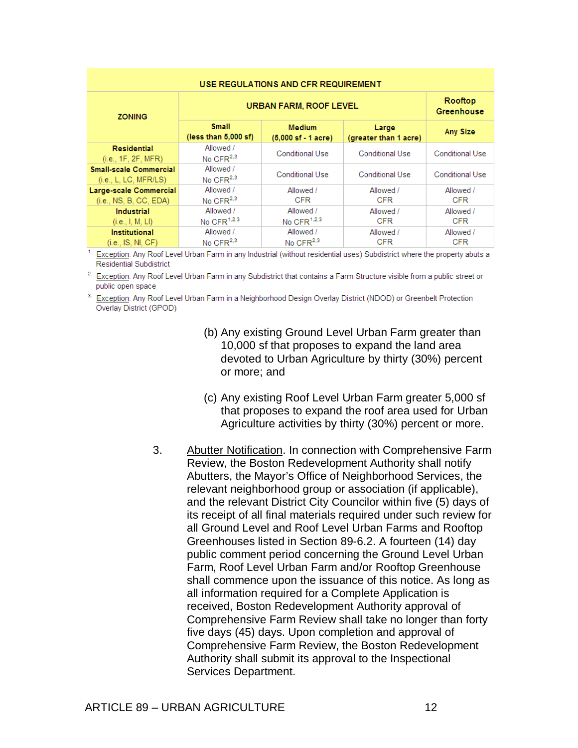| USE REGULATIONS AND CFR REQUIREMENT | | | | |
|---|---|---|---|---|
| ZONING | URBAN FARM, ROOF LEVEL | | | Rooftop Greenhouse |
| | Small (less than 5,000 sf) | Medium (5,000 sf - 1 acre) | Large (greater than 1 acre) | Any Size |
| **Residential** (i.e., 1F, 2F, MFR) | Allowed / No CFR[2,3] | Conditional Use | Conditional Use | Conditional Use |
| **Small-scale Commercial** (i.e., L, LC, MFR/LS) | Allowed / No CFR[2,3] | Conditional Use | Conditional Use | Conditional Use |
| **Large-scale Commercial** (i.e., NS, B, CC, EDA) | Allowed / No CFR[2,3] | Allowed / CFR | Allowed / CFR | Allowed / CFR |
| **Industrial** (i.e., I, M, LI) | Allowed / No CFR[1,2,3] | Allowed / No CFR[1,2,3] | Allowed / CFR | Allowed / CFR |
| **Institutional** (i.e., IS, NI, CF) | Allowed / No CFR[2,3] | Allowed / No CFR[2,3] | Allowed / CFR | Allowed / CFR |

[1] Exception: Any Roof Level Urban Farm in any Industrial (without residential uses) Subdistrict where the property abuts a Residential Subdistrict

[2] Exception: Any Roof Level Urban Farm in any Subdistrict that contains a Farm Structure visible from a public street or public open space

[3] Exception: Any Roof Level Urban Farm in a Neighborhood Design Overlay District (NDOD) or Greenbelt Protection Overlay District (GPOD)

(b) Any existing Ground Level Urban Farm greater than 10,000 sf that proposes to expand the land area devoted to Urban Agriculture by thirty (30%) percent or more; and

(c) Any existing Roof Level Urban Farm greater 5,000 sf that proposes to expand the roof area used for Urban Agriculture activities by thirty (30%) percent or more.

3. Abutter Notification. In connection with Comprehensive Farm Review, the Boston Redevelopment Authority shall notify Abutters, the Mayor's Office of Neighborhood Services, the relevant neighborhood group or association (if applicable), and the relevant District City Councilor within five (5) days of its receipt of all final materials required under such review for all Ground Level and Roof Level Urban Farms and Rooftop Greenhouses listed in Section 89-6.2. A fourteen (14) day public comment period concerning the Ground Level Urban Farm, Roof Level Urban Farm and/or Rooftop Greenhouse shall commence upon the issuance of this notice. As long as all information required for a Complete Application is received, Boston Redevelopment Authority approval of Comprehensive Farm Review shall take no longer than forty five days (45) days. Upon completion and approval of Comprehensive Farm Review, the Boston Redevelopment Authority shall submit its approval to the Inspectional Services Department.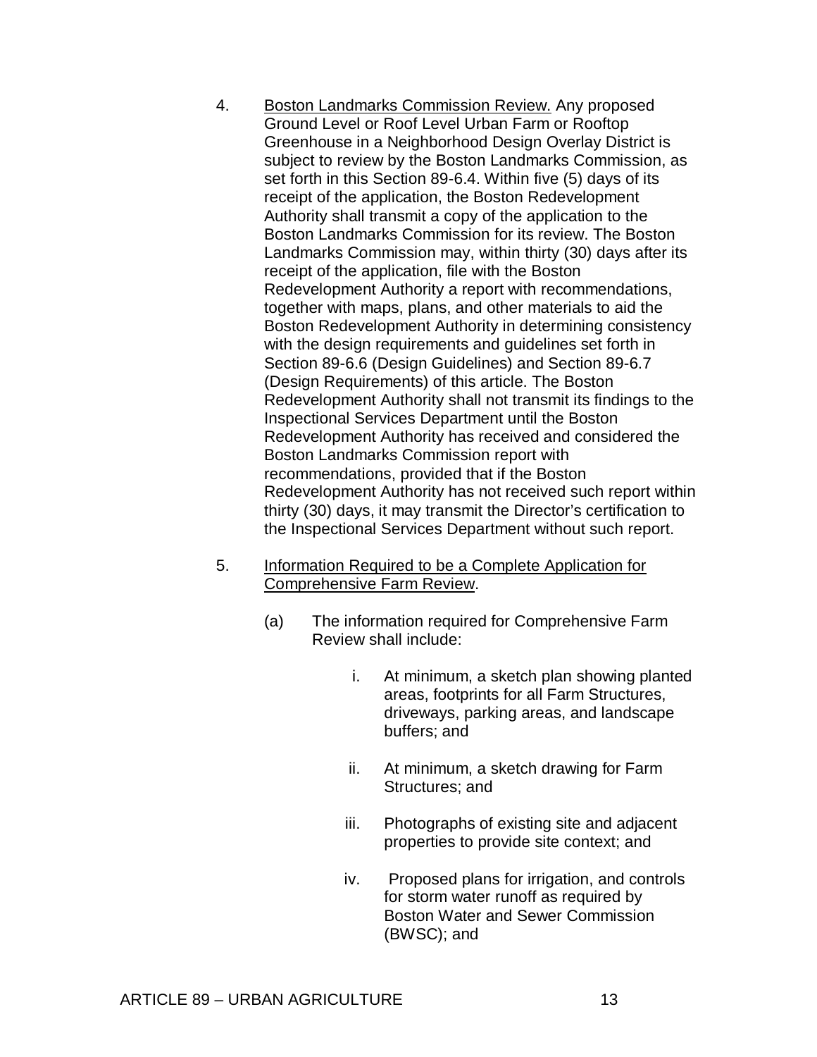4. <u>Boston Landmarks Commission Review.</u> Any proposed Ground Level or Roof Level Urban Farm or Rooftop Greenhouse in a Neighborhood Design Overlay District is subject to review by the Boston Landmarks Commission, as set forth in this Section 89-6.4. Within five (5) days of its receipt of the application, the Boston Redevelopment Authority shall transmit a copy of the application to the Boston Landmarks Commission for its review. The Boston Landmarks Commission may, within thirty (30) days after its receipt of the application, file with the Boston Redevelopment Authority a report with recommendations, together with maps, plans, and other materials to aid the Boston Redevelopment Authority in determining consistency with the design requirements and guidelines set forth in Section 89-6.6 (Design Guidelines) and Section 89-6.7 (Design Requirements) of this article. The Boston Redevelopment Authority shall not transmit its findings to the Inspectional Services Department until the Boston Redevelopment Authority has received and considered the Boston Landmarks Commission report with recommendations, provided that if the Boston Redevelopment Authority has not received such report within thirty (30) days, it may transmit the Director's certification to the Inspectional Services Department without such report.

5. <u>Information Required to be a Complete Application for Comprehensive Farm Review</u>.

   (a) The information required for Comprehensive Farm Review shall include:

      i. At minimum, a sketch plan showing planted areas, footprints for all Farm Structures, driveways, parking areas, and landscape buffers; and

      ii. At minimum, a sketch drawing for Farm Structures; and

      iii. Photographs of existing site and adjacent properties to provide site context; and

      iv. Proposed plans for irrigation, and controls for storm water runoff as required by Boston Water and Sewer Commission (BWSC); and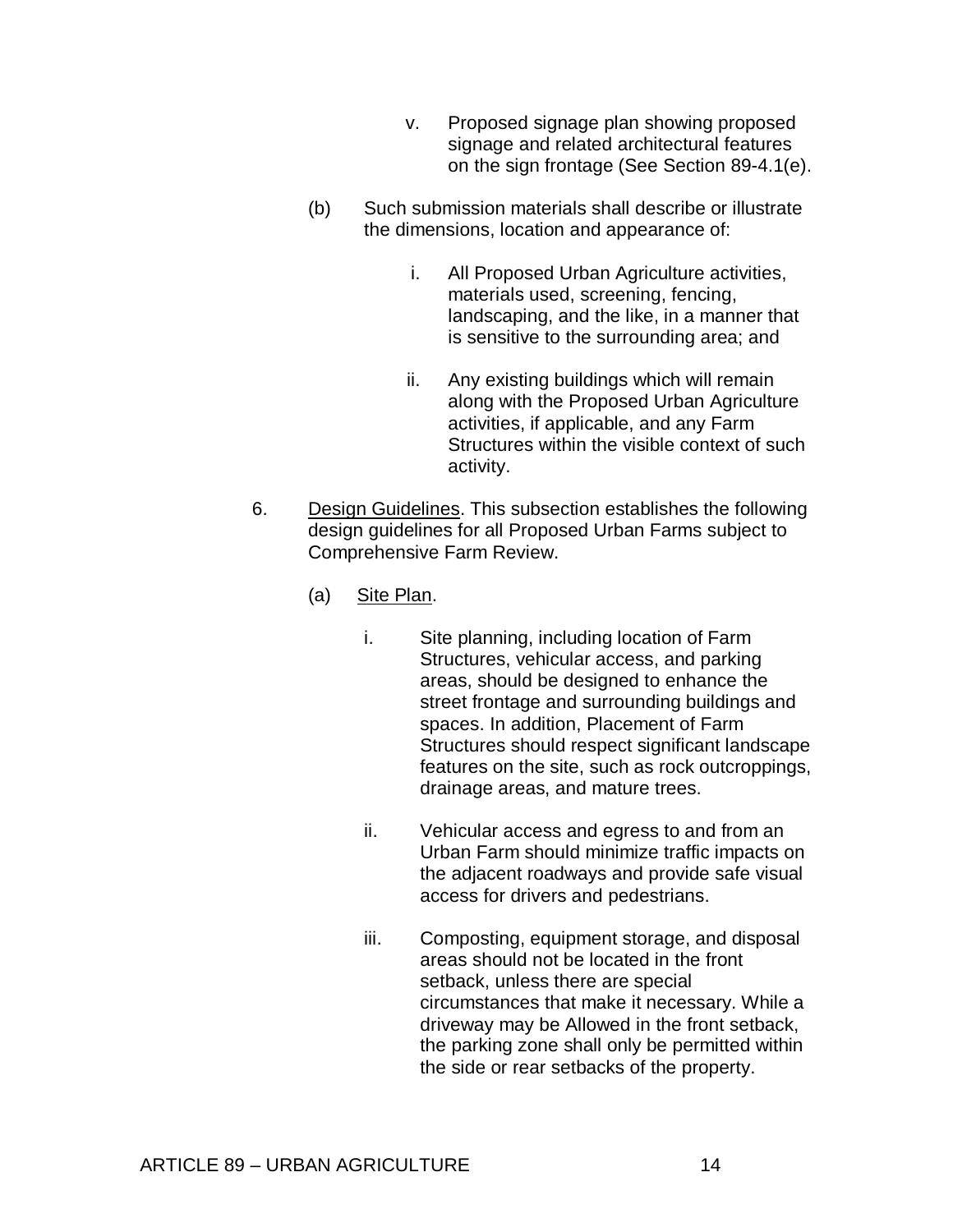v. Proposed signage plan showing proposed signage and related architectural features on the sign frontage (See Section 89-4.1(e).

(b) Such submission materials shall describe or illustrate the dimensions, location and appearance of:

i. All Proposed Urban Agriculture activities, materials used, screening, fencing, landscaping, and the like, in a manner that is sensitive to the surrounding area; and

ii. Any existing buildings which will remain along with the Proposed Urban Agriculture activities, if applicable, and any Farm Structures within the visible context of such activity.

6. Design Guidelines. This subsection establishes the following design guidelines for all Proposed Urban Farms subject to Comprehensive Farm Review.

(a) Site Plan.

i. Site planning, including location of Farm Structures, vehicular access, and parking areas, should be designed to enhance the street frontage and surrounding buildings and spaces. In addition, Placement of Farm Structures should respect significant landscape features on the site, such as rock outcroppings, drainage areas, and mature trees.

ii. Vehicular access and egress to and from an Urban Farm should minimize traffic impacts on the adjacent roadways and provide safe visual access for drivers and pedestrians.

iii. Composting, equipment storage, and disposal areas should not be located in the front setback, unless there are special circumstances that make it necessary. While a driveway may be Allowed in the front setback, the parking zone shall only be permitted within the side or rear setbacks of the property.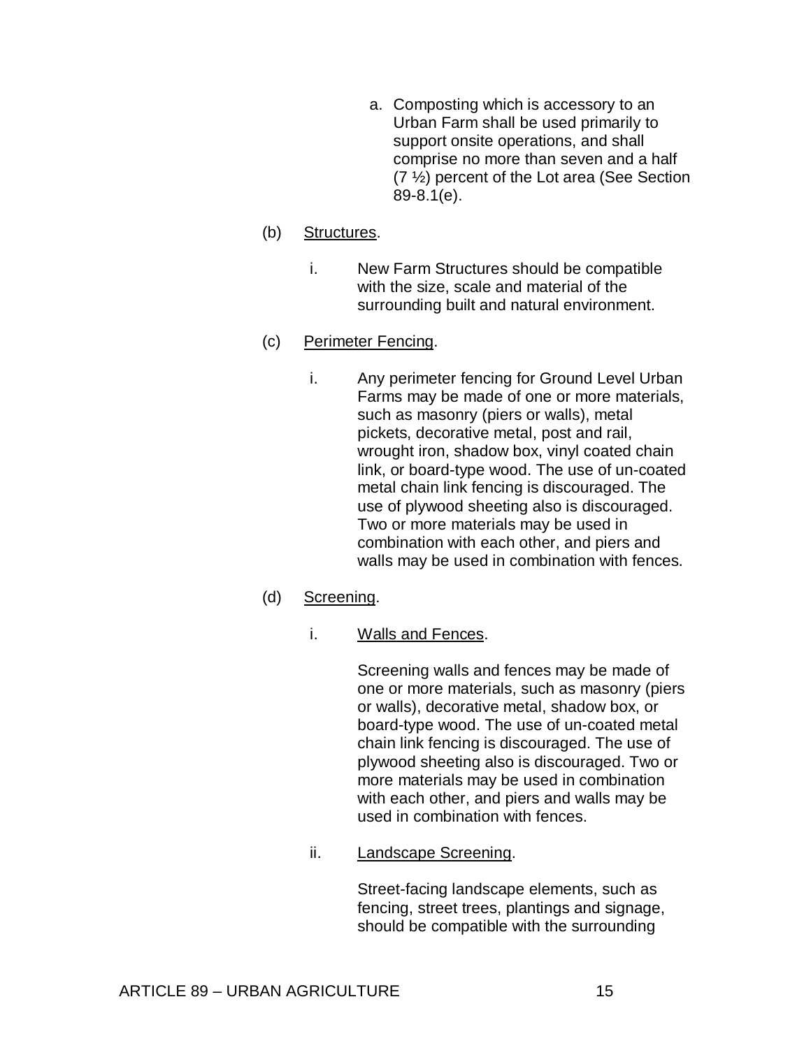a. Composting which is accessory to an Urban Farm shall be used primarily to support onsite operations, and shall comprise no more than seven and a half (7 ½) percent of the Lot area (See Section 89-8.1(e).

(b) Structures.

i. New Farm Structures should be compatible with the size, scale and material of the surrounding built and natural environment.

(c) Perimeter Fencing.

i. Any perimeter fencing for Ground Level Urban Farms may be made of one or more materials, such as masonry (piers or walls), metal pickets, decorative metal, post and rail, wrought iron, shadow box, vinyl coated chain link, or board-type wood. The use of un-coated metal chain link fencing is discouraged. The use of plywood sheeting also is discouraged. Two or more materials may be used in combination with each other, and piers and walls may be used in combination with fences.

(d) Screening.

i. Walls and Fences.

Screening walls and fences may be made of one or more materials, such as masonry (piers or walls), decorative metal, shadow box, or board-type wood. The use of un-coated metal chain link fencing is discouraged. The use of plywood sheeting also is discouraged. Two or more materials may be used in combination with each other, and piers and walls may be used in combination with fences.

ii. Landscape Screening.

Street-facing landscape elements, such as fencing, street trees, plantings and signage, should be compatible with the surrounding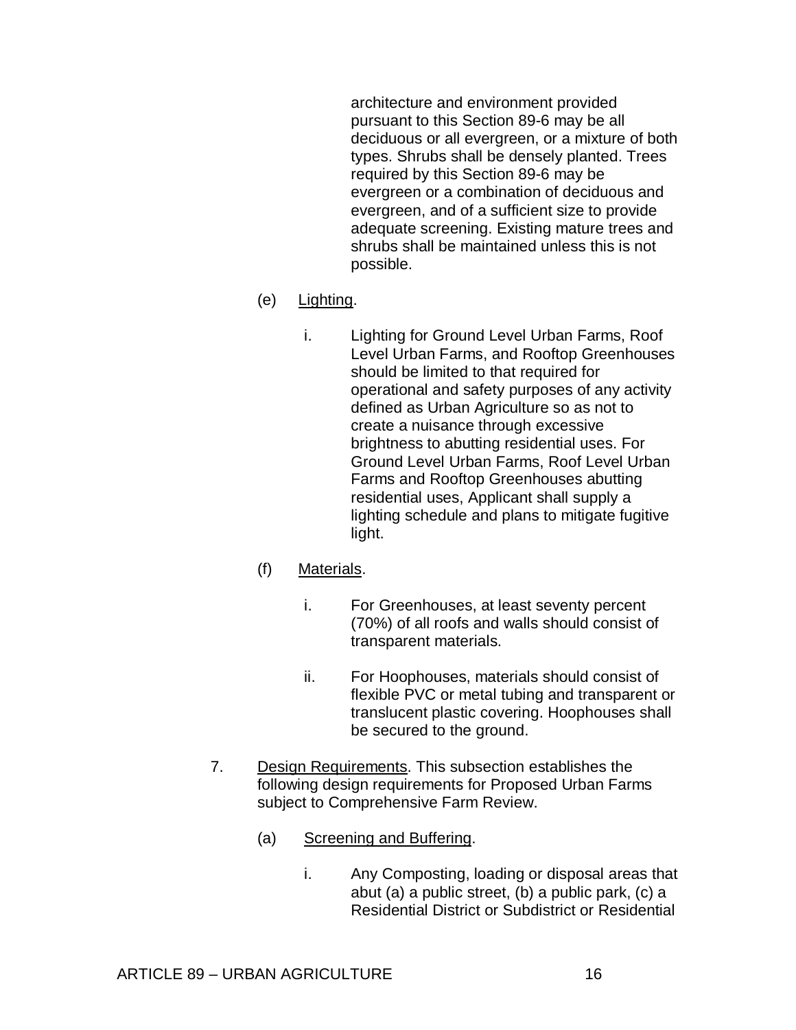architecture and environment provided pursuant to this Section 89-6 may be all deciduous or all evergreen, or a mixture of both types. Shrubs shall be densely planted. Trees required by this Section 89-6 may be evergreen or a combination of deciduous and evergreen, and of a sufficient size to provide adequate screening. Existing mature trees and shrubs shall be maintained unless this is not possible.

(e) Lighting.

i. Lighting for Ground Level Urban Farms, Roof Level Urban Farms, and Rooftop Greenhouses should be limited to that required for operational and safety purposes of any activity defined as Urban Agriculture so as not to create a nuisance through excessive brightness to abutting residential uses. For Ground Level Urban Farms, Roof Level Urban Farms and Rooftop Greenhouses abutting residential uses, Applicant shall supply a lighting schedule and plans to mitigate fugitive light.

(f) Materials.

i. For Greenhouses, at least seventy percent (70%) of all roofs and walls should consist of transparent materials.

ii. For Hoophouses, materials should consist of flexible PVC or metal tubing and transparent or translucent plastic covering. Hoophouses shall be secured to the ground.

7. Design Requirements. This subsection establishes the following design requirements for Proposed Urban Farms subject to Comprehensive Farm Review.

(a) Screening and Buffering.

i. Any Composting, loading or disposal areas that abut (a) a public street, (b) a public park, (c) a Residential District or Subdistrict or Residential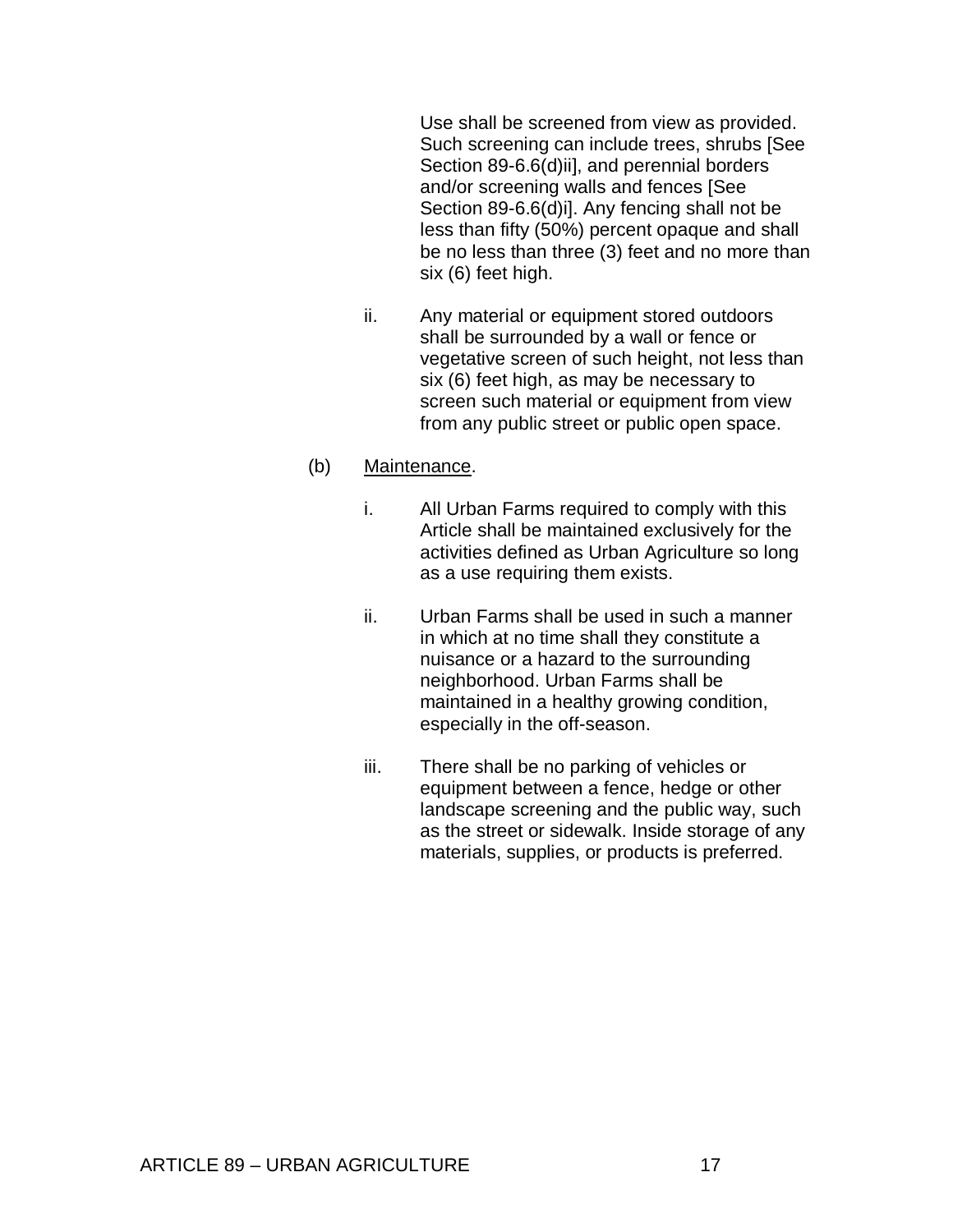Use shall be screened from view as provided. Such screening can include trees, shrubs [See Section 89-6.6(d)ii], and perennial borders and/or screening walls and fences [See Section 89-6.6(d)i]. Any fencing shall not be less than fifty (50%) percent opaque and shall be no less than three (3) feet and no more than six (6) feet high.

ii. Any material or equipment stored outdoors shall be surrounded by a wall or fence or vegetative screen of such height, not less than six (6) feet high, as may be necessary to screen such material or equipment from view from any public street or public open space.

(b) <u>Maintenance</u>.

i. All Urban Farms required to comply with this Article shall be maintained exclusively for the activities defined as Urban Agriculture so long as a use requiring them exists.

ii. Urban Farms shall be used in such a manner in which at no time shall they constitute a nuisance or a hazard to the surrounding neighborhood. Urban Farms shall be maintained in a healthy growing condition, especially in the off-season.

iii. There shall be no parking of vehicles or equipment between a fence, hedge or other landscape screening and the public way, such as the street or sidewalk. Inside storage of any materials, supplies, or products is preferred.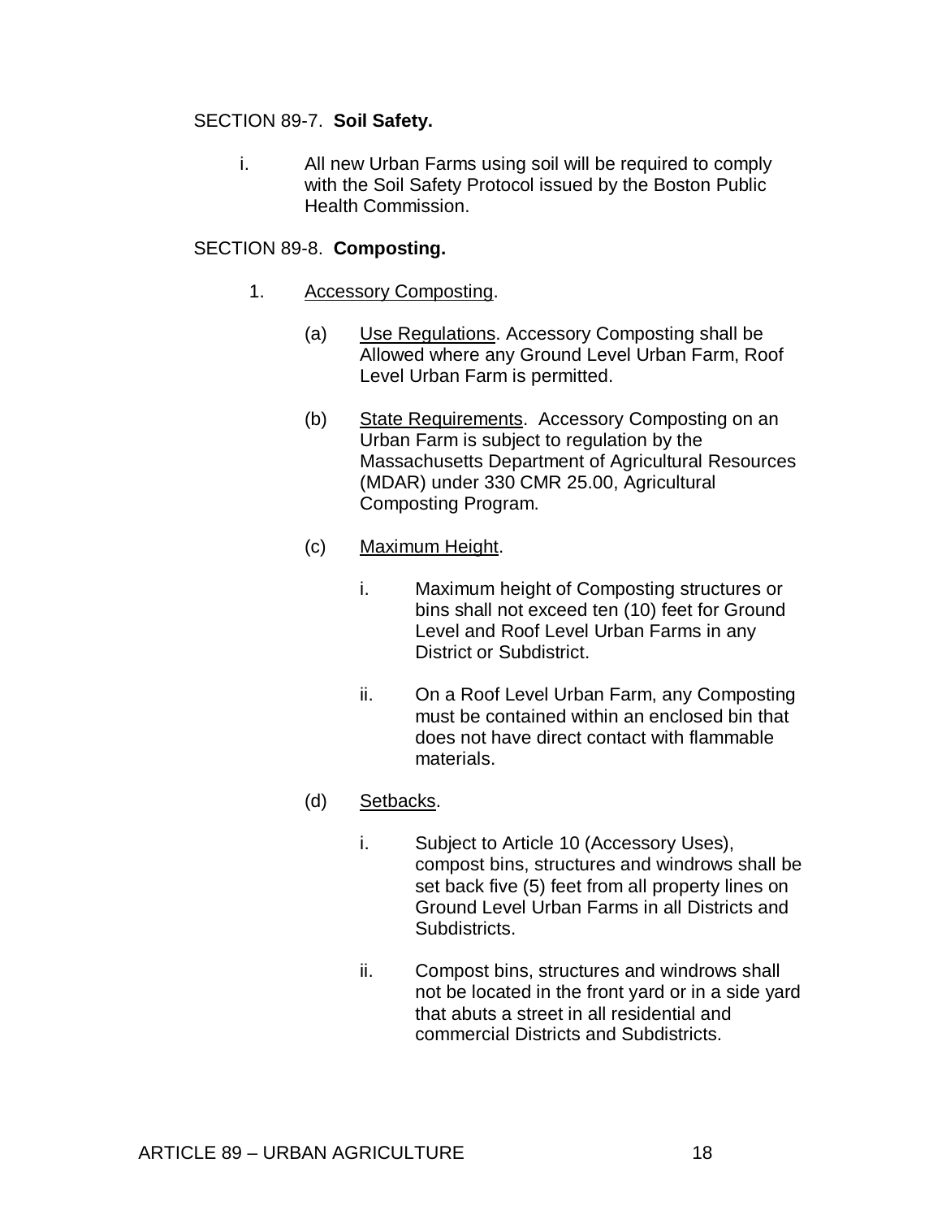SECTION 89-7. **Soil Safety.**

i. All new Urban Farms using soil will be required to comply with the Soil Safety Protocol issued by the Boston Public Health Commission.

SECTION 89-8. **Composting.**

1. Accessory Composting.

   (a) Use Regulations. Accessory Composting shall be Allowed where any Ground Level Urban Farm, Roof Level Urban Farm is permitted.

   (b) State Requirements. Accessory Composting on an Urban Farm is subject to regulation by the Massachusetts Department of Agricultural Resources (MDAR) under 330 CMR 25.00, Agricultural Composting Program.

   (c) Maximum Height.

      i. Maximum height of Composting structures or bins shall not exceed ten (10) feet for Ground Level and Roof Level Urban Farms in any District or Subdistrict.

      ii. On a Roof Level Urban Farm, any Composting must be contained within an enclosed bin that does not have direct contact with flammable materials.

   (d) Setbacks.

      i. Subject to Article 10 (Accessory Uses), compost bins, structures and windrows shall be set back five (5) feet from all property lines on Ground Level Urban Farms in all Districts and Subdistricts.

      ii. Compost bins, structures and windrows shall not be located in the front yard or in a side yard that abuts a street in all residential and commercial Districts and Subdistricts.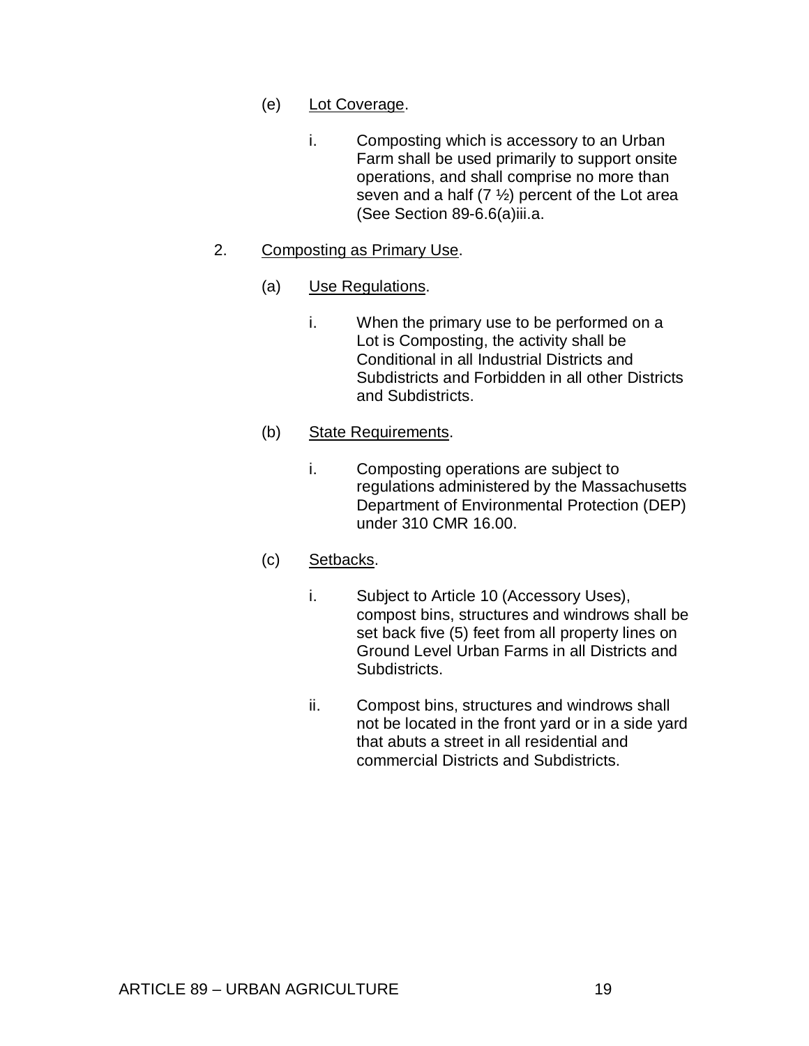(e) Lot Coverage.

i. Composting which is accessory to an Urban Farm shall be used primarily to support onsite operations, and shall comprise no more than seven and a half (7 ½) percent of the Lot area (See Section 89-6.6(a)iii.a.

2. Composting as Primary Use.

(a) Use Regulations.

i. When the primary use to be performed on a Lot is Composting, the activity shall be Conditional in all Industrial Districts and Subdistricts and Forbidden in all other Districts and Subdistricts.

(b) State Requirements.

i. Composting operations are subject to regulations administered by the Massachusetts Department of Environmental Protection (DEP) under 310 CMR 16.00.

(c) Setbacks.

i. Subject to Article 10 (Accessory Uses), compost bins, structures and windrows shall be set back five (5) feet from all property lines on Ground Level Urban Farms in all Districts and Subdistricts.

ii. Compost bins, structures and windrows shall not be located in the front yard or in a side yard that abuts a street in all residential and commercial Districts and Subdistricts.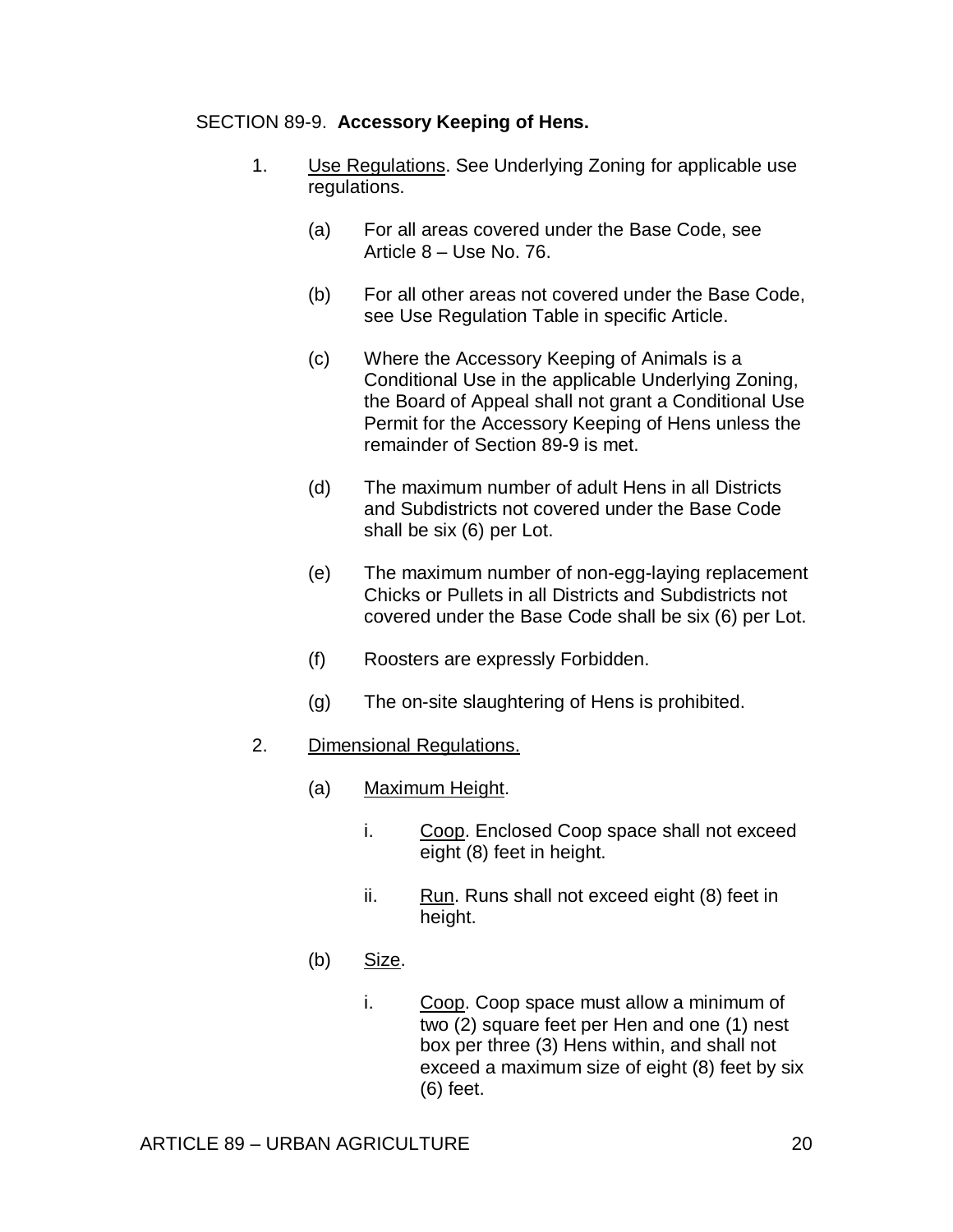SECTION 89-9. **Accessory Keeping of Hens.**

1. Use Regulations. See Underlying Zoning for applicable use regulations.

   (a) For all areas covered under the Base Code, see Article 8 – Use No. 76.

   (b) For all other areas not covered under the Base Code, see Use Regulation Table in specific Article.

   (c) Where the Accessory Keeping of Animals is a Conditional Use in the applicable Underlying Zoning, the Board of Appeal shall not grant a Conditional Use Permit for the Accessory Keeping of Hens unless the remainder of Section 89-9 is met.

   (d) The maximum number of adult Hens in all Districts and Subdistricts not covered under the Base Code shall be six (6) per Lot.

   (e) The maximum number of non-egg-laying replacement Chicks or Pullets in all Districts and Subdistricts not covered under the Base Code shall be six (6) per Lot.

   (f) Roosters are expressly Forbidden.

   (g) The on-site slaughtering of Hens is prohibited.

2. Dimensional Regulations.

   (a) Maximum Height.

      i. Coop. Enclosed Coop space shall not exceed eight (8) feet in height.

      ii. Run. Runs shall not exceed eight (8) feet in height.

   (b) Size.

      i. Coop. Coop space must allow a minimum of two (2) square feet per Hen and one (1) nest box per three (3) Hens within, and shall not exceed a maximum size of eight (8) feet by six (6) feet.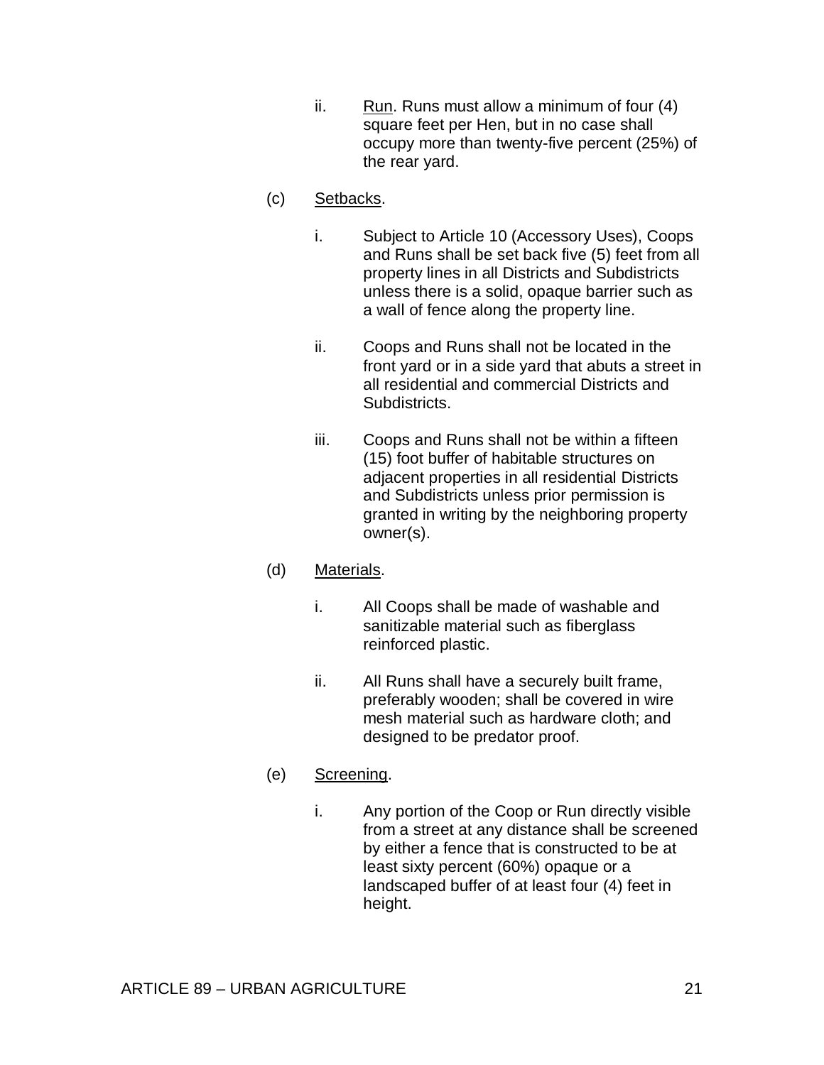ii. Run. Runs must allow a minimum of four (4) square feet per Hen, but in no case shall occupy more than twenty-five percent (25%) of the rear yard.

(c) Setbacks.

i. Subject to Article 10 (Accessory Uses), Coops and Runs shall be set back five (5) feet from all property lines in all Districts and Subdistricts unless there is a solid, opaque barrier such as a wall of fence along the property line.

ii. Coops and Runs shall not be located in the front yard or in a side yard that abuts a street in all residential and commercial Districts and Subdistricts.

iii. Coops and Runs shall not be within a fifteen (15) foot buffer of habitable structures on adjacent properties in all residential Districts and Subdistricts unless prior permission is granted in writing by the neighboring property owner(s).

(d) Materials.

i. All Coops shall be made of washable and sanitizable material such as fiberglass reinforced plastic.

ii. All Runs shall have a securely built frame, preferably wooden; shall be covered in wire mesh material such as hardware cloth; and designed to be predator proof.

(e) Screening.

i. Any portion of the Coop or Run directly visible from a street at any distance shall be screened by either a fence that is constructed to be at least sixty percent (60%) opaque or a landscaped buffer of at least four (4) feet in height.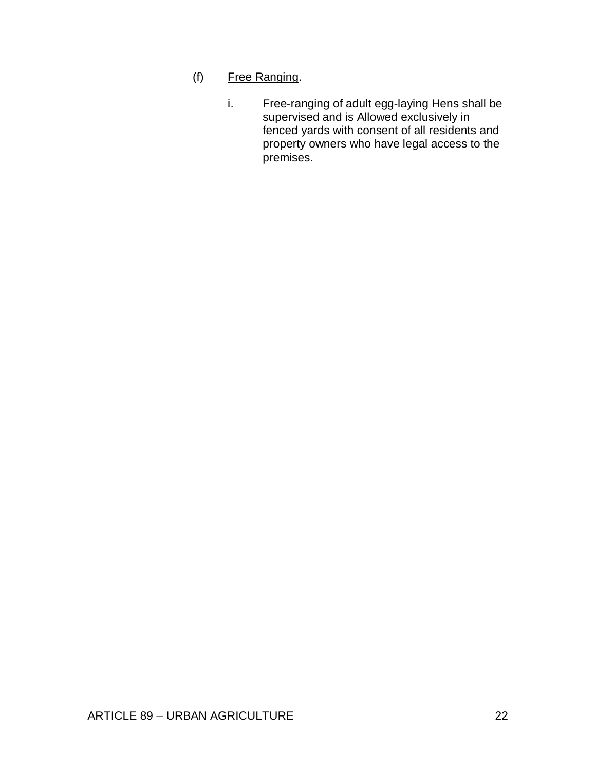(f) <u>Free Ranging</u>.

i. Free-ranging of adult egg-laying Hens shall be supervised and is Allowed exclusively in fenced yards with consent of all residents and property owners who have legal access to the premises.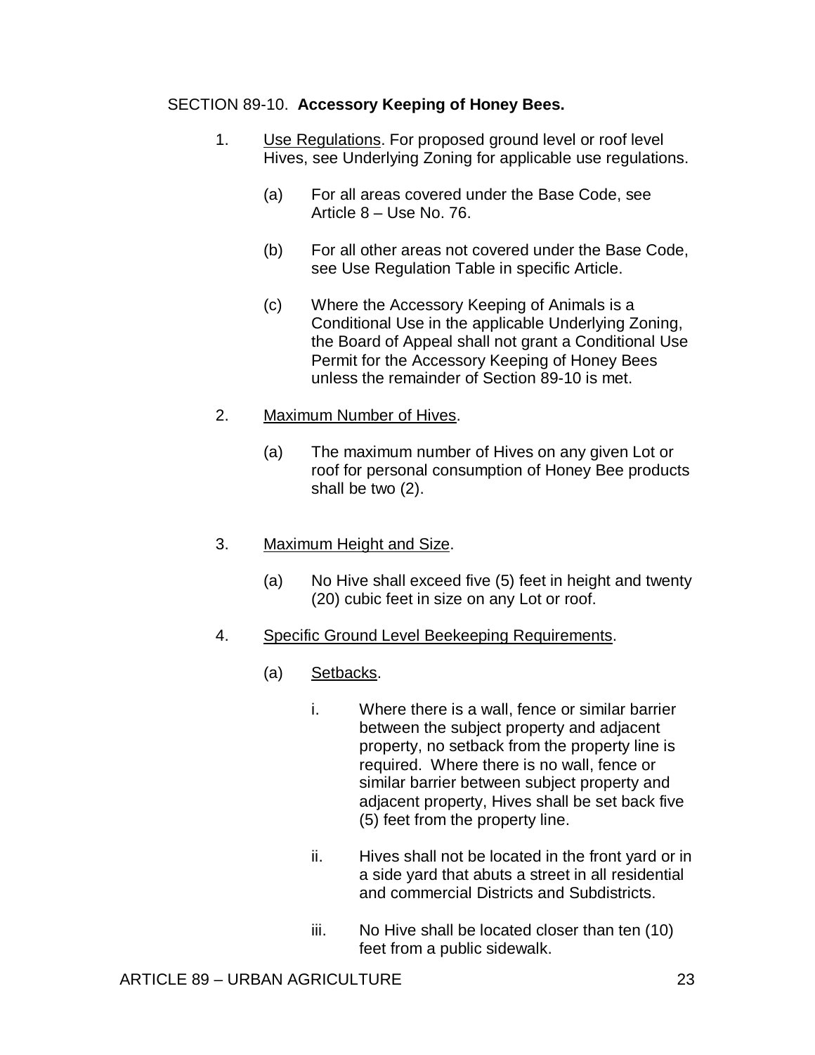SECTION 89-10. **Accessory Keeping of Honey Bees.**

1. Use Regulations. For proposed ground level or roof level Hives, see Underlying Zoning for applicable use regulations.

   (a) For all areas covered under the Base Code, see Article 8 – Use No. 76.

   (b) For all other areas not covered under the Base Code, see Use Regulation Table in specific Article.

   (c) Where the Accessory Keeping of Animals is a Conditional Use in the applicable Underlying Zoning, the Board of Appeal shall not grant a Conditional Use Permit for the Accessory Keeping of Honey Bees unless the remainder of Section 89-10 is met.

2. Maximum Number of Hives.

   (a) The maximum number of Hives on any given Lot or roof for personal consumption of Honey Bee products shall be two (2).

3. Maximum Height and Size.

   (a) No Hive shall exceed five (5) feet in height and twenty (20) cubic feet in size on any Lot or roof.

4. Specific Ground Level Beekeeping Requirements.

   (a) Setbacks.

      i. Where there is a wall, fence or similar barrier between the subject property and adjacent property, no setback from the property line is required. Where there is no wall, fence or similar barrier between subject property and adjacent property, Hives shall be set back five (5) feet from the property line.

      ii. Hives shall not be located in the front yard or in a side yard that abuts a street in all residential and commercial Districts and Subdistricts.

      iii. No Hive shall be located closer than ten (10) feet from a public sidewalk.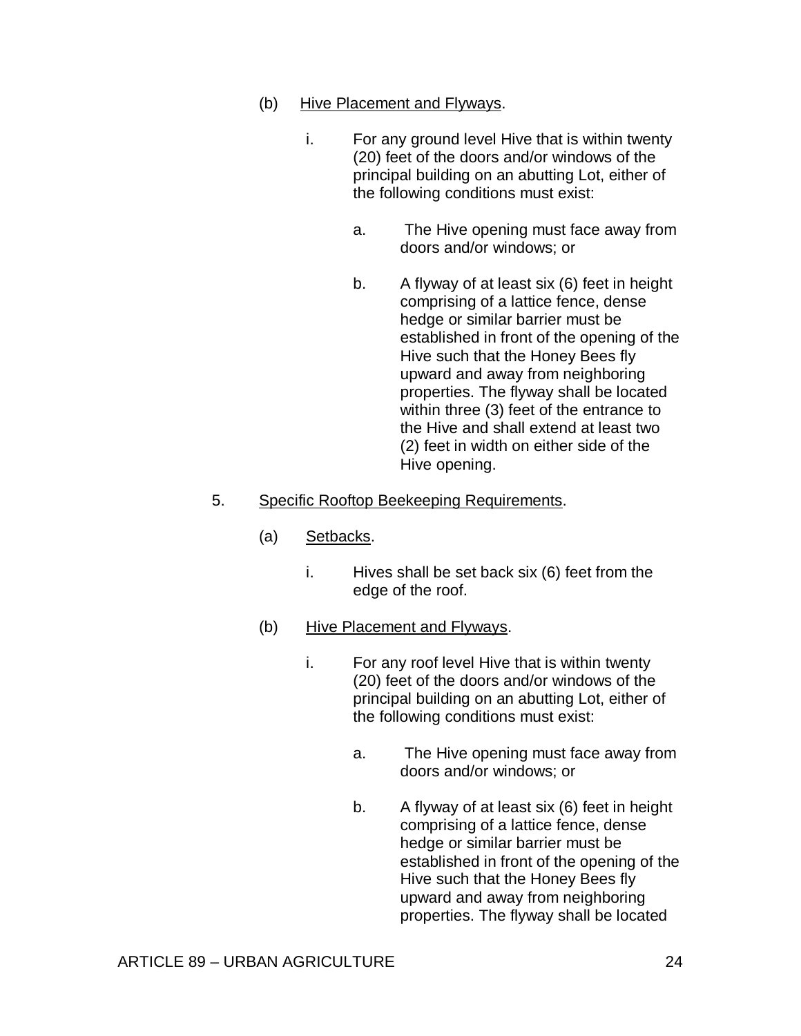(b) Hive Placement and Flyways.

i. For any ground level Hive that is within twenty (20) feet of the doors and/or windows of the principal building on an abutting Lot, either of the following conditions must exist:

a. The Hive opening must face away from doors and/or windows; or

b. A flyway of at least six (6) feet in height comprising of a lattice fence, dense hedge or similar barrier must be established in front of the opening of the Hive such that the Honey Bees fly upward and away from neighboring properties. The flyway shall be located within three (3) feet of the entrance to the Hive and shall extend at least two (2) feet in width on either side of the Hive opening.

5. Specific Rooftop Beekeeping Requirements.

(a) Setbacks.

i. Hives shall be set back six (6) feet from the edge of the roof.

(b) Hive Placement and Flyways.

i. For any roof level Hive that is within twenty (20) feet of the doors and/or windows of the principal building on an abutting Lot, either of the following conditions must exist:

a. The Hive opening must face away from doors and/or windows; or

b. A flyway of at least six (6) feet in height comprising of a lattice fence, dense hedge or similar barrier must be established in front of the opening of the Hive such that the Honey Bees fly upward and away from neighboring properties. The flyway shall be located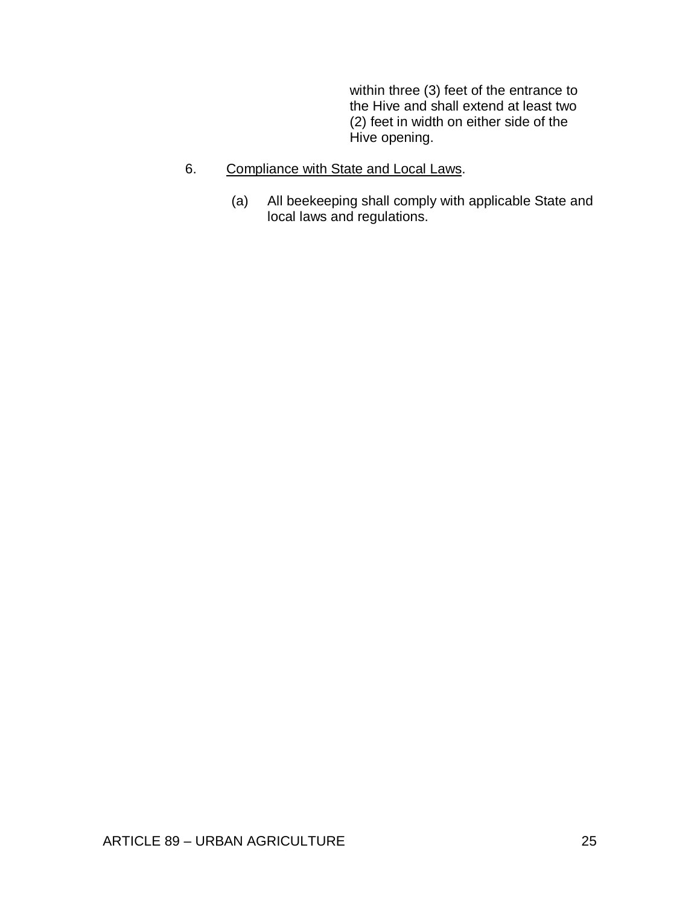within three (3) feet of the entrance to the Hive and shall extend at least two (2) feet in width on either side of the Hive opening.

6. Compliance with State and Local Laws.

   (a) All beekeeping shall comply with applicable State and local laws and regulations.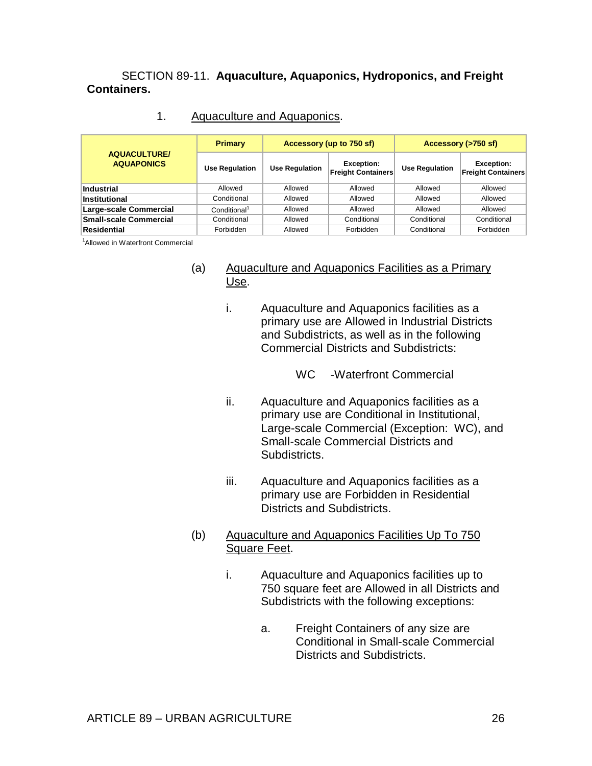SECTION 89-11. **Aquaculture, Aquaponics, Hydroponics, and Freight Containers.**

1. Aquaculture and Aquaponics.

| AQUACULTURE/ AQUAPONICS | Primary | Accessory (up to 750 sf) | | Accessory (>750 sf) | |
|---|---|---|---|---|---|
| | Use Regulation | Use Regulation | Exception: Freight Containers | Use Regulation | Exception: Freight Containers |
| **Industrial** | Allowed | Allowed | Allowed | Allowed | Allowed |
| **Institutional** | Conditional | Allowed | Allowed | Allowed | Allowed |
| **Large-scale Commercial** | Conditional[1] | Allowed | Allowed | Allowed | Allowed |
| **Small-scale Commercial** | Conditional | Allowed | Conditional | Conditional | Conditional |
| **Residential** | Forbidden | Allowed | Forbidden | Conditional | Forbidden |

[1]Allowed in Waterfront Commercial

(a) Aquaculture and Aquaponics Facilities as a Primary Use.

i. Aquaculture and Aquaponics facilities as a primary use are Allowed in Industrial Districts and Subdistricts, as well as in the following Commercial Districts and Subdistricts:

WC -Waterfront Commercial

ii. Aquaculture and Aquaponics facilities as a primary use are Conditional in Institutional, Large-scale Commercial (Exception: WC), and Small-scale Commercial Districts and Subdistricts.

iii. Aquaculture and Aquaponics facilities as a primary use are Forbidden in Residential Districts and Subdistricts.

(b) Aquaculture and Aquaponics Facilities Up To 750 Square Feet.

i. Aquaculture and Aquaponics facilities up to 750 square feet are Allowed in all Districts and Subdistricts with the following exceptions:

a. Freight Containers of any size are Conditional in Small-scale Commercial Districts and Subdistricts.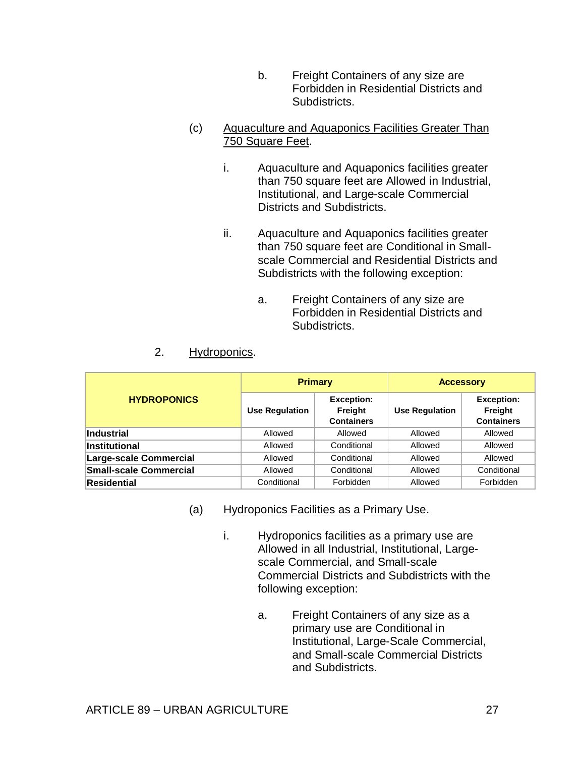b. Freight Containers of any size are Forbidden in Residential Districts and Subdistricts.

(c) Aquaculture and Aquaponics Facilities Greater Than 750 Square Feet.

i. Aquaculture and Aquaponics facilities greater than 750 square feet are Allowed in Industrial, Institutional, and Large-scale Commercial Districts and Subdistricts.

ii. Aquaculture and Aquaponics facilities greater than 750 square feet are Conditional in Small-scale Commercial and Residential Districts and Subdistricts with the following exception:

a. Freight Containers of any size are Forbidden in Residential Districts and Subdistricts.

2. Hydroponics.

| HYDROPONICS | Primary | | Accessory | |
|---|---|---|---|---|
| | Use Regulation | Exception: Freight Containers | Use Regulation | Exception: Freight Containers |
| **Industrial** | Allowed | Allowed | Allowed | Allowed |
| **Institutional** | Allowed | Conditional | Allowed | Allowed |
| **Large-scale Commercial** | Allowed | Conditional | Allowed | Allowed |
| **Small-scale Commercial** | Allowed | Conditional | Allowed | Conditional |
| **Residential** | Conditional | Forbidden | Allowed | Forbidden |

(a) Hydroponics Facilities as a Primary Use.

i. Hydroponics facilities as a primary use are Allowed in all Industrial, Institutional, Large-scale Commercial, and Small-scale Commercial Districts and Subdistricts with the following exception:

a. Freight Containers of any size as a primary use are Conditional in Institutional, Large-Scale Commercial, and Small-scale Commercial Districts and Subdistricts.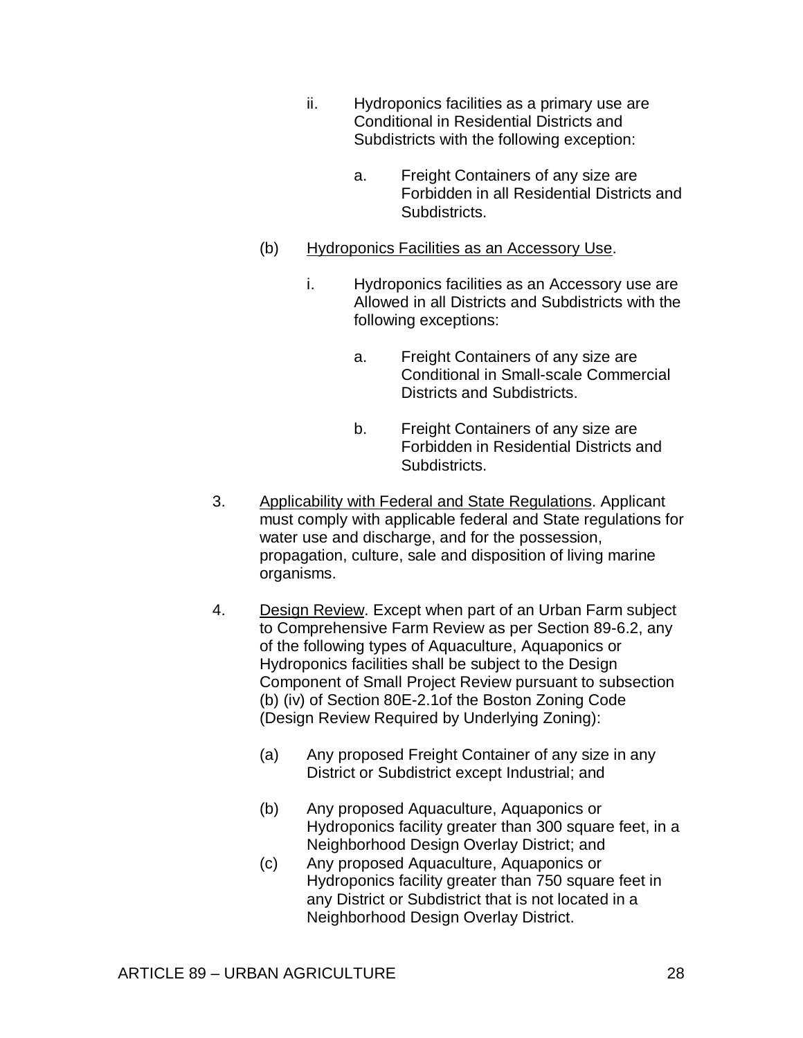ii. Hydroponics facilities as a primary use are Conditional in Residential Districts and Subdistricts with the following exception:

a. Freight Containers of any size are Forbidden in all Residential Districts and Subdistricts.

(b) Hydroponics Facilities as an Accessory Use.

i. Hydroponics facilities as an Accessory use are Allowed in all Districts and Subdistricts with the following exceptions:

a. Freight Containers of any size are Conditional in Small-scale Commercial Districts and Subdistricts.

b. Freight Containers of any size are Forbidden in Residential Districts and Subdistricts.

3. Applicability with Federal and State Regulations. Applicant must comply with applicable federal and State regulations for water use and discharge, and for the possession, propagation, culture, sale and disposition of living marine organisms.

4. Design Review. Except when part of an Urban Farm subject to Comprehensive Farm Review as per Section 89-6.2, any of the following types of Aquaculture, Aquaponics or Hydroponics facilities shall be subject to the Design Component of Small Project Review pursuant to subsection (b) (iv) of Section 80E-2.1of the Boston Zoning Code (Design Review Required by Underlying Zoning):

(a) Any proposed Freight Container of any size in any District or Subdistrict except Industrial; and

(b) Any proposed Aquaculture, Aquaponics or Hydroponics facility greater than 300 square feet, in a Neighborhood Design Overlay District; and

(c) Any proposed Aquaculture, Aquaponics or Hydroponics facility greater than 750 square feet in any District or Subdistrict that is not located in a Neighborhood Design Overlay District.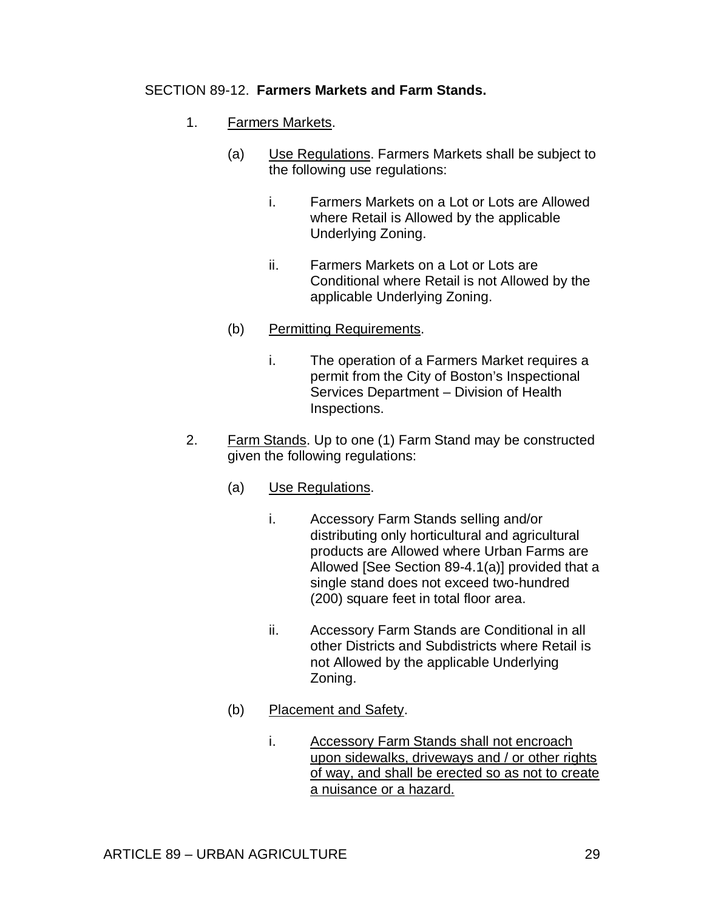SECTION 89-12. **Farmers Markets and Farm Stands.**

1. Farmers Markets.

   (a) Use Regulations. Farmers Markets shall be subject to the following use regulations:

      i. Farmers Markets on a Lot or Lots are Allowed where Retail is Allowed by the applicable Underlying Zoning.

      ii. Farmers Markets on a Lot or Lots are Conditional where Retail is not Allowed by the applicable Underlying Zoning.

   (b) Permitting Requirements.

      i. The operation of a Farmers Market requires a permit from the City of Boston's Inspectional Services Department – Division of Health Inspections.

2. Farm Stands. Up to one (1) Farm Stand may be constructed given the following regulations:

   (a) Use Regulations.

      i. Accessory Farm Stands selling and/or distributing only horticultural and agricultural products are Allowed where Urban Farms are Allowed [See Section 89-4.1(a)] provided that a single stand does not exceed two-hundred (200) square feet in total floor area.

      ii. Accessory Farm Stands are Conditional in all other Districts and Subdistricts where Retail is not Allowed by the applicable Underlying Zoning.

   (b) Placement and Safety.

      i. Accessory Farm Stands shall not encroach upon sidewalks, driveways and / or other rights of way, and shall be erected so as not to create a nuisance or a hazard.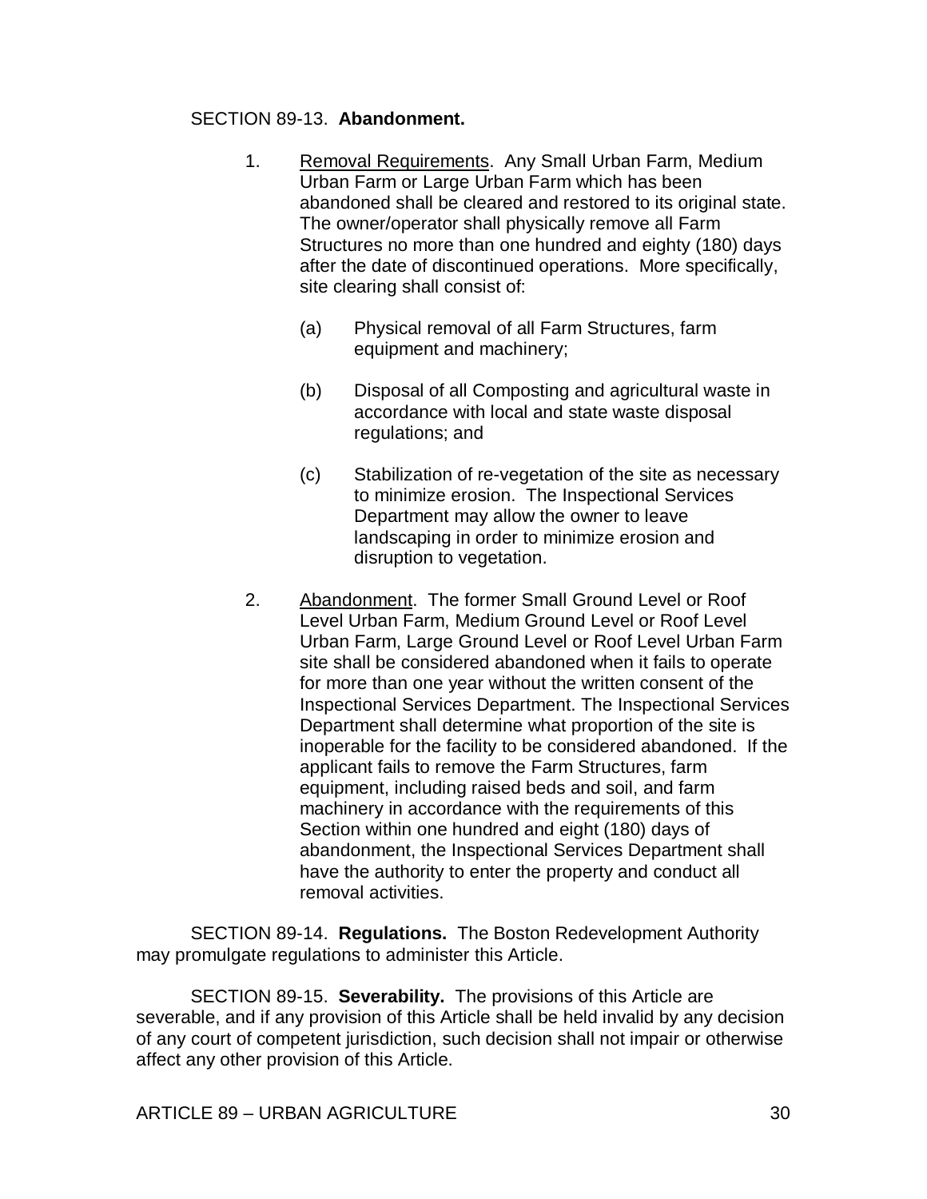SECTION 89-13. **Abandonment.**

1. Removal Requirements. Any Small Urban Farm, Medium Urban Farm or Large Urban Farm which has been abandoned shall be cleared and restored to its original state. The owner/operator shall physically remove all Farm Structures no more than one hundred and eighty (180) days after the date of discontinued operations. More specifically, site clearing shall consist of:

   (a) Physical removal of all Farm Structures, farm equipment and machinery;

   (b) Disposal of all Composting and agricultural waste in accordance with local and state waste disposal regulations; and

   (c) Stabilization of re-vegetation of the site as necessary to minimize erosion. The Inspectional Services Department may allow the owner to leave landscaping in order to minimize erosion and disruption to vegetation.

2. Abandonment. The former Small Ground Level or Roof Level Urban Farm, Medium Ground Level or Roof Level Urban Farm, Large Ground Level or Roof Level Urban Farm site shall be considered abandoned when it fails to operate for more than one year without the written consent of the Inspectional Services Department. The Inspectional Services Department shall determine what proportion of the site is inoperable for the facility to be considered abandoned. If the applicant fails to remove the Farm Structures, farm equipment, including raised beds and soil, and farm machinery in accordance with the requirements of this Section within one hundred and eight (180) days of abandonment, the Inspectional Services Department shall have the authority to enter the property and conduct all removal activities.

SECTION 89-14. **Regulations.** The Boston Redevelopment Authority may promulgate regulations to administer this Article.

SECTION 89-15. **Severability.** The provisions of this Article are severable, and if any provision of this Article shall be held invalid by any decision of any court of competent jurisdiction, such decision shall not impair or otherwise affect any other provision of this Article.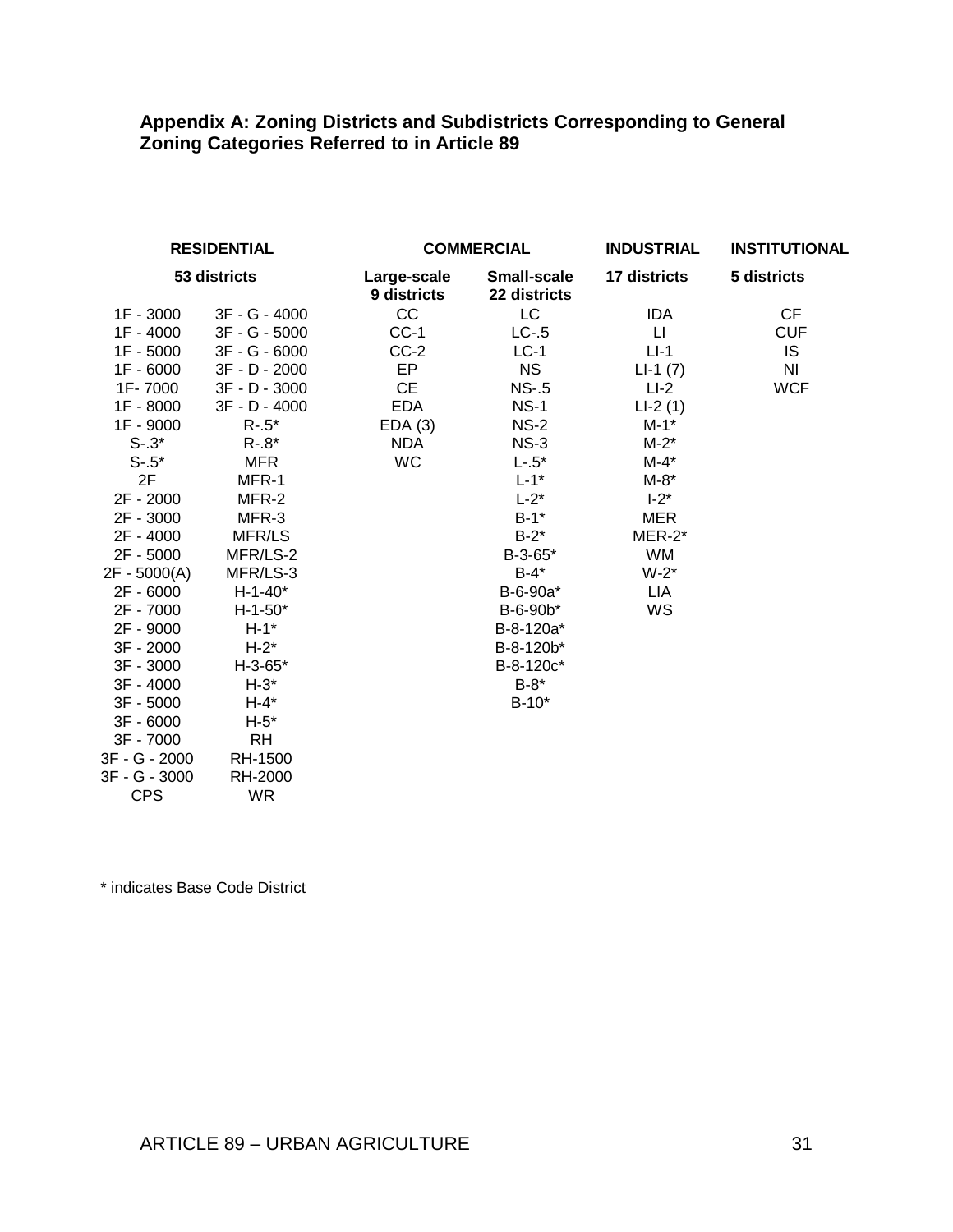### Appendix A: Zoning Districts and Subdistricts Corresponding to General Zoning Categories Referred to in Article 89

| RESIDENTIAL | | COMMERCIAL | | INDUSTRIAL | INSTITUTIONAL |
|---|---|---|---|---|---|
| 53 districts | | Large-scale 9 districts | Small-scale 22 districts | 17 districts | 5 districts |
| 1F - 3000 | 3F - G - 4000 | CC | LC | IDA | CF |
| 1F - 4000 | 3F - G - 5000 | CC-1 | LC-.5 | LI | CUF |
| 1F - 5000 | 3F - G - 6000 | CC-2 | LC-1 | LI-1 | IS |
| 1F - 6000 | 3F - D - 2000 | EP | NS | LI-1 (7) | NI |
| 1F- 7000 | 3F - D - 3000 | CE | NS-.5 | LI-2 | WCF |
| 1F - 8000 | 3F - D - 4000 | EDA | NS-1 | LI-2 (1) | |
| 1F - 9000 | R-.5* | EDA (3) | NS-2 | M-1* | |
| S-.3* | R-.8* | NDA | NS-3 | M-2* | |
| S-.5* | MFR | WC | L-.5* | M-4* | |
| 2F | MFR-1 | | L-1* | M-8* | |
| 2F - 2000 | MFR-2 | | L-2* | I-2* | |
| 2F - 3000 | MFR-3 | | B-1* | MER | |
| 2F - 4000 | MFR/LS | | B-2* | MER-2* | |
| 2F - 5000 | MFR/LS-2 | | B-3-65* | WM | |
| 2F - 5000(A) | MFR/LS-3 | | B-4* | W-2* | |
| 2F - 6000 | H-1-40* | | B-6-90a* | LIA | |
| 2F - 7000 | H-1-50* | | B-6-90b* | WS | |
| 2F - 9000 | H-1* | | B-8-120a* | | |
| 3F - 2000 | H-2* | | B-8-120b* | | |
| 3F - 3000 | H-3-65* | | B-8-120c* | | |
| 3F - 4000 | H-3* | | B-8* | | |
| 3F - 5000 | H-4* | | B-10* | | |
| 3F - 6000 | H-5* | | | | |
| 3F - 7000 | RH | | | | |
| 3F - G - 2000 | RH-1500 | | | | |
| 3F - G - 3000 | RH-2000 | | | | |
| CPS | WR | | | | |

* indicates Base Code District